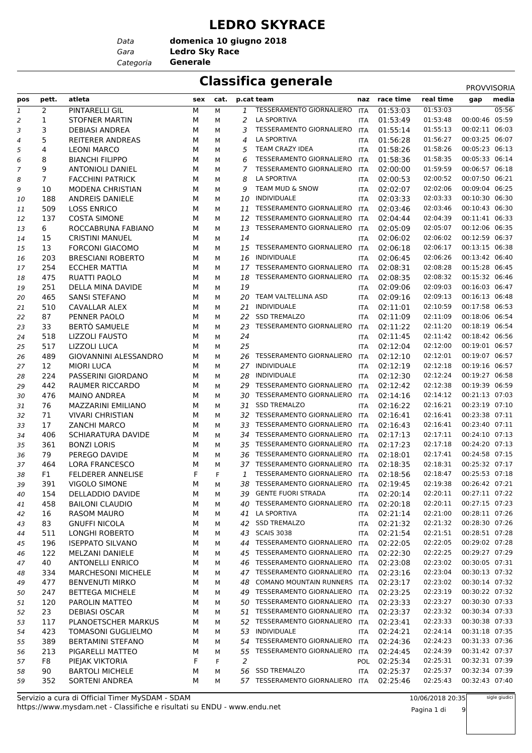# LEDRO SKYRACE

*Data* **domenica 10 giugno 2018**
*Gara* **Ledro Sky Race**
*Categoria* **Generale**

## Classifica generale

PROVVISORIA

| pos | pett. | atleta | sex | cat. | p.cat | team | naz | race time | real time | gap | media |
|---|---|---|---|---|---|---|---|---|---|---|---|
| 1 | 2 | PINTARELLI GIL | M | M | 1 | TESSERAMENTO GIORNALIERO | ITA | 01:53:03 | 01:53:03 | | 05:56 |
| 2 | 1 | STOFNER MARTIN | M | M | 2 | LA SPORTIVA | ITA | 01:53:49 | 01:53:48 | 00:00:46 | 05:59 |
| 3 | 3 | DEBIASI ANDREA | M | M | 3 | TESSERAMENTO GIORNALIERO | ITA | 01:55:14 | 01:55:13 | 00:02:11 | 06:03 |
| 4 | 5 | REITERER ANDREAS | M | M | 4 | LA SPORTIVA | ITA | 01:56:28 | 01:56:27 | 00:03:25 | 06:07 |
| 5 | 4 | LEONI MARCO | M | M | 5 | TEAM CRAZY IDEA | ITA | 01:58:26 | 01:58:26 | 00:05:23 | 06:13 |
| 6 | 8 | BIANCHI FILIPPO | M | M | 6 | TESSERAMENTO GIORNALIERO | ITA | 01:58:36 | 01:58:35 | 00:05:33 | 06:14 |
| 7 | 9 | ANTONIOLI DANIEL | M | M | 7 | TESSERAMENTO GIORNALIERO | ITA | 02:00:00 | 01:59:59 | 00:06:57 | 06:18 |
| 8 | 7 | FACCHINI PATRICK | M | M | 8 | LA SPORTIVA | ITA | 02:00:53 | 02:00:52 | 00:07:50 | 06:21 |
| 9 | 10 | MODENA CHRISTIAN | M | M | 9 | TEAM MUD & SNOW | ITA | 02:02:07 | 02:02:06 | 00:09:04 | 06:25 |
| 10 | 188 | ANDREIS DANIELE | M | M | 10 | INDIVIDUALE | ITA | 02:03:33 | 02:03:33 | 00:10:30 | 06:30 |
| 11 | 509 | LOSS ENRICO | M | M | 11 | TESSERAMENTO GIORNALIERO | ITA | 02:03:46 | 02:03:46 | 00:10:43 | 06:30 |
| 12 | 137 | COSTA SIMONE | M | M | 12 | TESSERAMENTO GIORNALIERO | ITA | 02:04:44 | 02:04:39 | 00:11:41 | 06:33 |
| 13 | 6 | ROCCABRUNA FABIANO | M | M | 13 | TESSERAMENTO GIORNALIERO | ITA | 02:05:09 | 02:05:07 | 00:12:06 | 06:35 |
| 14 | 15 | CRISTINI MANUEL | M | M | 14 | | ITA | 02:06:02 | 02:06:02 | 00:12:59 | 06:37 |
| 15 | 13 | FORCONI GIACOMO | M | M | 15 | TESSERAMENTO GIORNALIERO | ITA | 02:06:18 | 02:06:17 | 00:13:15 | 06:38 |
| 16 | 203 | BRESCIANI ROBERTO | M | M | 16 | INDIVIDUALE | ITA | 02:06:45 | 02:06:26 | 00:13:42 | 06:40 |
| 17 | 254 | ECCHER MATTIA | M | M | 17 | TESSERAMENTO GIORNALIERO | ITA | 02:08:31 | 02:08:28 | 00:15:28 | 06:45 |
| 18 | 475 | RUATTI PAOLO | M | M | 18 | TESSERAMENTO GIORNALIERO | ITA | 02:08:35 | 02:08:32 | 00:15:32 | 06:46 |
| 19 | 251 | DELLA MINA DAVIDE | M | M | 19 | | ITA | 02:09:06 | 02:09:03 | 00:16:03 | 06:47 |
| 20 | 465 | SANSI STEFANO | M | M | 20 | TEAM VALTELLINA ASD | ITA | 02:09:16 | 02:09:13 | 00:16:13 | 06:48 |
| 21 | 510 | CAVALLAR ALEX | M | M | 21 | INDIVIDUALE | ITA | 02:11:01 | 02:10:59 | 00:17:58 | 06:53 |
| 22 | 87 | PENNER PAOLO | M | M | 22 | SSD TREMALZO | ITA | 02:11:09 | 02:11:09 | 00:18:06 | 06:54 |
| 23 | 33 | BERTÒ SAMUELE | M | M | 23 | TESSERAMENTO GIORNALIERO | ITA | 02:11:22 | 02:11:20 | 00:18:19 | 06:54 |
| 24 | 518 | LIZZOLI FAUSTO | M | M | 24 | | ITA | 02:11:45 | 02:11:42 | 00:18:42 | 06:56 |
| 25 | 517 | LIZZOLI LUCA | M | M | 25 | | ITA | 02:12:04 | 02:12:00 | 00:19:01 | 06:57 |
| 26 | 489 | GIOVANNINI ALESSANDRO | M | M | 26 | TESSERAMENTO GIORNALIERO | ITA | 02:12:10 | 02:12:01 | 00:19:07 | 06:57 |
| 27 | 12 | MIORI LUCA | M | M | 27 | INDIVIDUALE | ITA | 02:12:19 | 02:12:18 | 00:19:16 | 06:57 |
| 28 | 224 | PASSERINI GIORDANO | M | M | 28 | INDIVIDUALE | ITA | 02:12:30 | 02:12:24 | 00:19:27 | 06:58 |
| 29 | 442 | RAUMER RICCARDO | M | M | 29 | TESSERAMENTO GIORNALIERO | ITA | 02:12:42 | 02:12:38 | 00:19:39 | 06:59 |
| 30 | 476 | MAINO ANDREA | M | M | 30 | TESSERAMENTO GIORNALIERO | ITA | 02:14:16 | 02:14:12 | 00:21:13 | 07:03 |
| 31 | 76 | MAZZARINI EMILIANO | M | M | 31 | SSD TREMALZO | ITA | 02:16:22 | 02:16:21 | 00:23:19 | 07:10 |
| 32 | 71 | VIVARI CHRISTIAN | M | M | 32 | TESSERAMENTO GIORNALIERO | ITA | 02:16:41 | 02:16:41 | 00:23:38 | 07:11 |
| 33 | 17 | ZANCHI MARCO | M | M | 33 | TESSERAMENTO GIORNALIERO | ITA | 02:16:43 | 02:16:41 | 00:23:40 | 07:11 |
| 34 | 406 | SCHIARATURA DAVIDE | M | M | 34 | TESSERAMENTO GIORNALIERO | ITA | 02:17:13 | 02:17:11 | 00:24:10 | 07:13 |
| 35 | 361 | BONZI LORIS | M | M | 35 | TESSERAMENTO GIORNALIERO | ITA | 02:17:23 | 02:17:18 | 00:24:20 | 07:13 |
| 36 | 79 | PEREGO DAVIDE | M | M | 36 | TESSERAMENTO GIORNALIERO | ITA | 02:18:01 | 02:17:41 | 00:24:58 | 07:15 |
| 37 | 464 | LORA FRANCESCO | M | M | 37 | TESSERAMENTO GIORNALIERO | ITA | 02:18:35 | 02:18:31 | 00:25:32 | 07:17 |
| 38 | F1 | FELDERER ANNELISE | F | F | 1 | TESSERAMENTO GIORNALIERO | ITA | 02:18:56 | 02:18:47 | 00:25:53 | 07:18 |
| 39 | 391 | VIGOLO SIMONE | M | M | 38 | TESSERAMENTO GIORNALIERO | ITA | 02:19:45 | 02:19:38 | 00:26:42 | 07:21 |
| 40 | 154 | DELLADDIO DAVIDE | M | M | 39 | GENTE FUORI STRADA | ITA | 02:20:14 | 02:20:11 | 00:27:11 | 07:22 |
| 41 | 458 | BAILONI CLAUDIO | M | M | 40 | TESSERAMENTO GIORNALIERO | ITA | 02:20:18 | 02:20:11 | 00:27:15 | 07:23 |
| 42 | 16 | RASOM MAURO | M | M | 41 | LA SPORTIVA | ITA | 02:21:14 | 02:21:00 | 00:28:11 | 07:26 |
| 43 | 83 | GNUFFI NICOLA | M | M | 42 | SSD TREMALZO | ITA | 02:21:32 | 02:21:32 | 00:28:30 | 07:26 |
| 44 | 511 | LONGHI ROBERTO | M | M | 43 | SCAIS 3038 | ITA | 02:21:54 | 02:21:51 | 00:28:51 | 07:28 |
| 45 | 196 | ISEPPATO SILVANO | M | M | 44 | TESSERAMENTO GIORNALIERO | ITA | 02:22:05 | 02:22:05 | 00:29:02 | 07:28 |
| 46 | 122 | MELZANI DANIELE | M | M | 45 | TESSERAMENTO GIORNALIERO | ITA | 02:22:30 | 02:22:25 | 00:29:27 | 07:29 |
| 47 | 40 | ANTONELLI ENRICO | M | M | 46 | TESSERAMENTO GIORNALIERO | ITA | 02:23:08 | 02:23:02 | 00:30:05 | 07:31 |
| 48 | 334 | MARCHESONI MICHELE | M | M | 47 | TESSERAMENTO GIORNALIERO | ITA | 02:23:16 | 02:23:04 | 00:30:13 | 07:32 |
| 49 | 477 | BENVENUTI MIRKO | M | M | 48 | COMANO MOUNTAIN RUNNERS | ITA | 02:23:17 | 02:23:02 | 00:30:14 | 07:32 |
| 50 | 247 | BETTEGA MICHELE | M | M | 49 | TESSERAMENTO GIORNALIERO | ITA | 02:23:25 | 02:23:19 | 00:30:22 | 07:32 |
| 51 | 120 | PAROLIN MATTEO | M | M | 50 | TESSERAMENTO GIORNALIERO | ITA | 02:23:33 | 02:23:27 | 00:30:30 | 07:33 |
| 52 | 23 | DEBIASI OSCAR | M | M | 51 | TESSERAMENTO GIORNALIERO | ITA | 02:23:37 | 02:23:32 | 00:30:34 | 07:33 |
| 53 | 117 | PLANOETSCHER MARKUS | M | M | 52 | TESSERAMENTO GIORNALIERO | ITA | 02:23:41 | 02:23:33 | 00:30:38 | 07:33 |
| 54 | 423 | TOMASONI GUGLIELMO | M | M | 53 | INDIVIDUALE | ITA | 02:24:21 | 02:24:14 | 00:31:18 | 07:35 |
| 55 | 389 | BERTAMINI STEFANO | M | M | 54 | TESSERAMENTO GIORNALIERO | ITA | 02:24:36 | 02:24:23 | 00:31:33 | 07:36 |
| 56 | 213 | PIGARELLI MATTEO | M | M | 55 | TESSERAMENTO GIORNALIERO | ITA | 02:24:45 | 02:24:39 | 00:31:42 | 07:37 |
| 57 | F8 | PIEJAK VIKTORIA | F | F | 2 | | POL | 02:25:34 | 02:25:31 | 00:32:31 | 07:39 |
| 58 | 90 | BARTOLI MICHELE | M | M | 56 | SSD TREMALZO | ITA | 02:25:37 | 02:25:37 | 00:32:34 | 07:39 |
| 59 | 352 | SORTENI ANDREA | M | M | 57 | TESSERAMENTO GIORNALIERO | ITA | 02:25:46 | 02:25:43 | 00:32:43 | 07:40 |

Servizio a cura di Official Timer MySDAM - SDAM
https://www.mysdam.net - Classifiche e risultati su ENDU - www.endu.net

10/06/2018 20:35

sigle giudici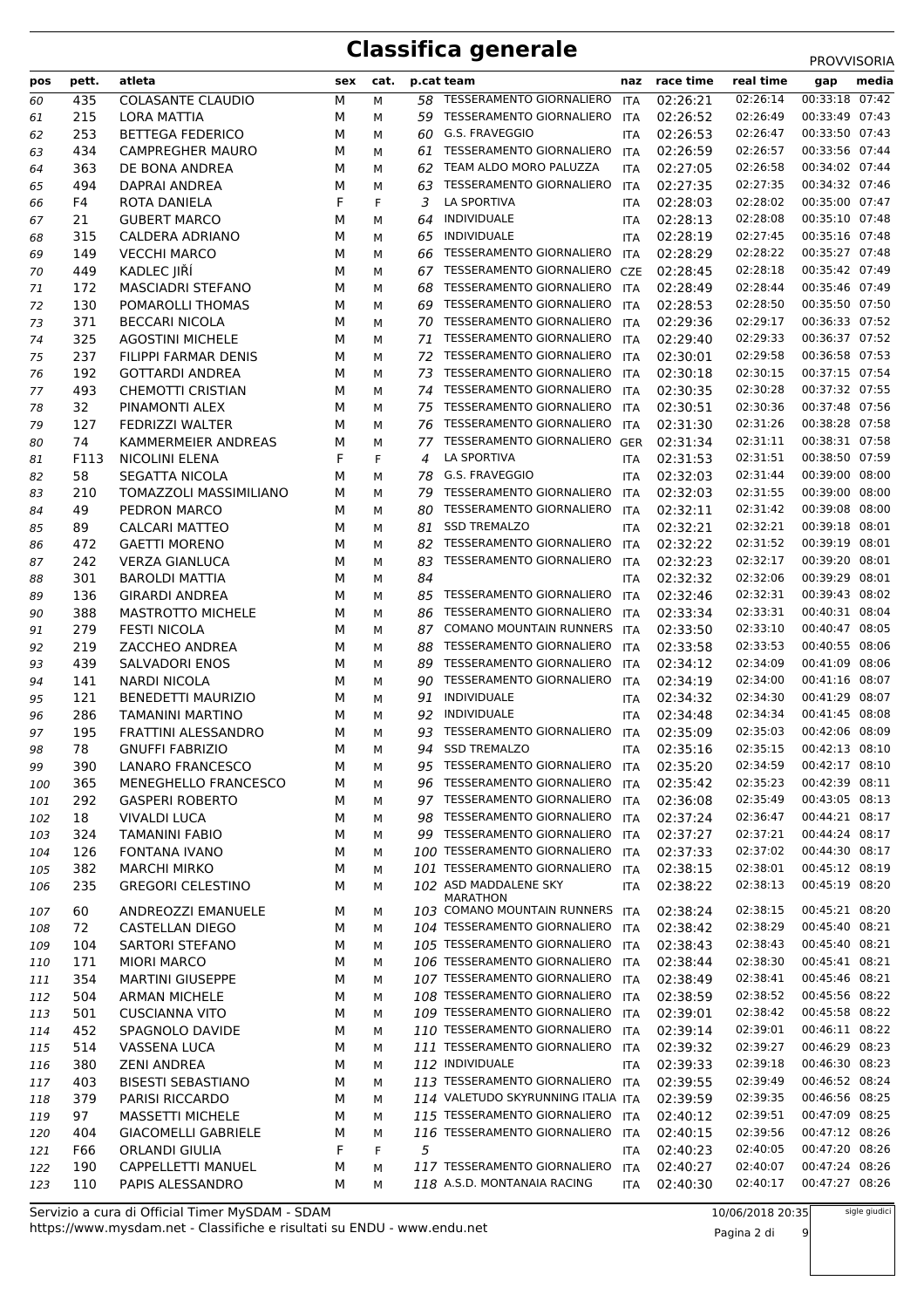# Classifica generale

PROVVISORIA

| pos | pett. | atleta | sex | cat. | p.cat | team | naz | race time | real time | gap | media |
|---|---|---|---|---|---|---|---|---|---|---|---|
| 60 | 435 | COLASANTE CLAUDIO | M | M | 58 | TESSERAMENTO GIORNALIERO | ITA | 02:26:21 | 02:26:14 | 00:33:18 | 07:42 |
| 61 | 215 | LORA MATTIA | M | M | 59 | TESSERAMENTO GIORNALIERO | ITA | 02:26:52 | 02:26:49 | 00:33:49 | 07:43 |
| 62 | 253 | BETTEGA FEDERICO | M | M | 60 | G.S. FRAVEGGIO | ITA | 02:26:53 | 02:26:47 | 00:33:50 | 07:43 |
| 63 | 434 | CAMPREGHER MAURO | M | M | 61 | TESSERAMENTO GIORNALIERO | ITA | 02:26:59 | 02:26:57 | 00:33:56 | 07:44 |
| 64 | 363 | DE BONA ANDREA | M | M | 62 | TEAM ALDO MORO PALUZZA | ITA | 02:27:05 | 02:26:58 | 00:34:02 | 07:44 |
| 65 | 494 | DAPRAI ANDREA | M | M | 63 | TESSERAMENTO GIORNALIERO | ITA | 02:27:35 | 02:27:35 | 00:34:32 | 07:46 |
| 66 | F4 | ROTA DANIELA | F | F | 3 | LA SPORTIVA | ITA | 02:28:03 | 02:28:02 | 00:35:00 | 07:47 |
| 67 | 21 | GUBERT MARCO | M | M | 64 | INDIVIDUALE | ITA | 02:28:13 | 02:28:08 | 00:35:10 | 07:48 |
| 68 | 315 | CALDERA ADRIANO | M | M | 65 | INDIVIDUALE | ITA | 02:28:19 | 02:27:45 | 00:35:16 | 07:48 |
| 69 | 149 | VECCHI MARCO | M | M | 66 | TESSERAMENTO GIORNALIERO | ITA | 02:28:29 | 02:28:22 | 00:35:27 | 07:48 |
| 70 | 449 | KADLEC JIŘÍ | M | M | 67 | TESSERAMENTO GIORNALIERO | CZE | 02:28:45 | 02:28:18 | 00:35:42 | 07:49 |
| 71 | 172 | MASCIADRI STEFANO | M | M | 68 | TESSERAMENTO GIORNALIERO | ITA | 02:28:49 | 02:28:44 | 00:35:46 | 07:49 |
| 72 | 130 | POMAROLLI THOMAS | M | M | 69 | TESSERAMENTO GIORNALIERO | ITA | 02:28:53 | 02:28:50 | 00:35:50 | 07:50 |
| 73 | 371 | BECCARI NICOLA | M | M | 70 | TESSERAMENTO GIORNALIERO | ITA | 02:29:36 | 02:29:17 | 00:36:33 | 07:52 |
| 74 | 325 | AGOSTINI MICHELE | M | M | 71 | TESSERAMENTO GIORNALIERO | ITA | 02:29:40 | 02:29:33 | 00:36:37 | 07:52 |
| 75 | 237 | FILIPPI FARMAR DENIS | M | M | 72 | TESSERAMENTO GIORNALIERO | ITA | 02:30:01 | 02:29:58 | 00:36:58 | 07:53 |
| 76 | 192 | GOTTARDI ANDREA | M | M | 73 | TESSERAMENTO GIORNALIERO | ITA | 02:30:18 | 02:30:15 | 00:37:15 | 07:54 |
| 77 | 493 | CHEMOTTI CRISTIAN | M | M | 74 | TESSERAMENTO GIORNALIERO | ITA | 02:30:35 | 02:30:28 | 00:37:32 | 07:55 |
| 78 | 32 | PINAMONTI ALEX | M | M | 75 | TESSERAMENTO GIORNALIERO | ITA | 02:30:51 | 02:30:36 | 00:37:48 | 07:56 |
| 79 | 127 | FEDRIZZI WALTER | M | M | 76 | TESSERAMENTO GIORNALIERO | ITA | 02:31:30 | 02:31:26 | 00:38:28 | 07:58 |
| 80 | 74 | KAMMERMEIER ANDREAS | M | M | 77 | TESSERAMENTO GIORNALIERO | GER | 02:31:34 | 02:31:11 | 00:38:31 | 07:58 |
| 81 | F113 | NICOLINI ELENA | F | F | 4 | LA SPORTIVA | ITA | 02:31:53 | 02:31:51 | 00:38:50 | 07:59 |
| 82 | 58 | SEGATTA NICOLA | M | M | 78 | G.S. FRAVEGGIO | ITA | 02:32:03 | 02:31:44 | 00:39:00 | 08:00 |
| 83 | 210 | TOMAZZOLI MASSIMILIANO | M | M | 79 | TESSERAMENTO GIORNALIERO | ITA | 02:32:03 | 02:31:55 | 00:39:00 | 08:00 |
| 84 | 49 | PEDRON MARCO | M | M | 80 | TESSERAMENTO GIORNALIERO | ITA | 02:32:11 | 02:31:42 | 00:39:08 | 08:00 |
| 85 | 89 | CALCARI MATTEO | M | M | 81 | SSD TREMALZO | ITA | 02:32:21 | 02:32:21 | 00:39:18 | 08:01 |
| 86 | 472 | GAETTI MORENO | M | M | 82 | TESSERAMENTO GIORNALIERO | ITA | 02:32:22 | 02:31:52 | 00:39:19 | 08:01 |
| 87 | 242 | VERZA GIANLUCA | M | M | 83 | TESSERAMENTO GIORNALIERO | ITA | 02:32:23 | 02:32:17 | 00:39:20 | 08:01 |
| 88 | 301 | BAROLDI MATTIA | M | M | 84 | | ITA | 02:32:32 | 02:32:06 | 00:39:29 | 08:01 |
| 89 | 136 | GIRARDI ANDREA | M | M | 85 | TESSERAMENTO GIORNALIERO | ITA | 02:32:46 | 02:32:31 | 00:39:43 | 08:02 |
| 90 | 388 | MASTROTTO MICHELE | M | M | 86 | TESSERAMENTO GIORNALIERO | ITA | 02:33:34 | 02:33:31 | 00:40:31 | 08:04 |
| 91 | 279 | FESTI NICOLA | M | M | 87 | COMANO MOUNTAIN RUNNERS | ITA | 02:33:50 | 02:33:10 | 00:40:47 | 08:05 |
| 92 | 219 | ZACCHEO ANDREA | M | M | 88 | TESSERAMENTO GIORNALIERO | ITA | 02:33:58 | 02:33:53 | 00:40:55 | 08:06 |
| 93 | 439 | SALVADORI ENOS | M | M | 89 | TESSERAMENTO GIORNALIERO | ITA | 02:34:12 | 02:34:09 | 00:41:09 | 08:06 |
| 94 | 141 | NARDI NICOLA | M | M | 90 | TESSERAMENTO GIORNALIERO | ITA | 02:34:19 | 02:34:00 | 00:41:16 | 08:07 |
| 95 | 121 | BENEDETTI MAURIZIO | M | M | 91 | INDIVIDUALE | ITA | 02:34:32 | 02:34:30 | 00:41:29 | 08:07 |
| 96 | 286 | TAMANINI MARTINO | M | M | 92 | INDIVIDUALE | ITA | 02:34:48 | 02:34:34 | 00:41:45 | 08:08 |
| 97 | 195 | FRATTINI ALESSANDRO | M | M | 93 | TESSERAMENTO GIORNALIERO | ITA | 02:35:09 | 02:35:03 | 00:42:06 | 08:09 |
| 98 | 78 | GNUFFI FABRIZIO | M | M | 94 | SSD TREMALZO | ITA | 02:35:16 | 02:35:15 | 00:42:13 | 08:10 |
| 99 | 390 | LANARO FRANCESCO | M | M | 95 | TESSERAMENTO GIORNALIERO | ITA | 02:35:20 | 02:34:59 | 00:42:17 | 08:10 |
| 100 | 365 | MENEGHELLO FRANCESCO | M | M | 96 | TESSERAMENTO GIORNALIERO | ITA | 02:35:42 | 02:35:23 | 00:42:39 | 08:11 |
| 101 | 292 | GASPERI ROBERTO | M | M | 97 | TESSERAMENTO GIORNALIERO | ITA | 02:36:08 | 02:35:49 | 00:43:05 | 08:13 |
| 102 | 18 | VIVALDI LUCA | M | M | 98 | TESSERAMENTO GIORNALIERO | ITA | 02:37:24 | 02:36:47 | 00:44:21 | 08:17 |
| 103 | 324 | TAMANINI FABIO | M | M | 99 | TESSERAMENTO GIORNALIERO | ITA | 02:37:27 | 02:37:21 | 00:44:24 | 08:17 |
| 104 | 126 | FONTANA IVANO | M | M | 100 | TESSERAMENTO GIORNALIERO | ITA | 02:37:33 | 02:37:02 | 00:44:30 | 08:17 |
| 105 | 382 | MARCHI MIRKO | M | M | 101 | TESSERAMENTO GIORNALIERO | ITA | 02:38:15 | 02:38:01 | 00:45:12 | 08:19 |
| 106 | 235 | GREGORI CELESTINO | M | M | 102 | ASD MADDALENE SKY MARATHON | ITA | 02:38:22 | 02:38:13 | 00:45:19 | 08:20 |
| 107 | 60 | ANDREOZZI EMANUELE | M | M | 103 | COMANO MOUNTAIN RUNNERS | ITA | 02:38:24 | 02:38:15 | 00:45:21 | 08:20 |
| 108 | 72 | CASTELLAN DIEGO | M | M | 104 | TESSERAMENTO GIORNALIERO | ITA | 02:38:42 | 02:38:29 | 00:45:40 | 08:21 |
| 109 | 104 | SARTORI STEFANO | M | M | 105 | TESSERAMENTO GIORNALIERO | ITA | 02:38:43 | 02:38:43 | 00:45:40 | 08:21 |
| 110 | 171 | MIORI MARCO | M | M | 106 | TESSERAMENTO GIORNALIERO | ITA | 02:38:44 | 02:38:30 | 00:45:41 | 08:21 |
| 111 | 354 | MARTINI GIUSEPPE | M | M | 107 | TESSERAMENTO GIORNALIERO | ITA | 02:38:49 | 02:38:41 | 00:45:46 | 08:21 |
| 112 | 504 | ARMAN MICHELE | M | M | 108 | TESSERAMENTO GIORNALIERO | ITA | 02:38:59 | 02:38:52 | 00:45:56 | 08:22 |
| 113 | 501 | CUSCIANNA VITO | M | M | 109 | TESSERAMENTO GIORNALIERO | ITA | 02:39:01 | 02:38:42 | 00:45:58 | 08:22 |
| 114 | 452 | SPAGNOLO DAVIDE | M | M | 110 | TESSERAMENTO GIORNALIERO | ITA | 02:39:14 | 02:39:01 | 00:46:11 | 08:22 |
| 115 | 514 | VASSENA LUCA | M | M | 111 | TESSERAMENTO GIORNALIERO | ITA | 02:39:32 | 02:39:27 | 00:46:29 | 08:23 |
| 116 | 380 | ZENI ANDREA | M | M | 112 | INDIVIDUALE | ITA | 02:39:33 | 02:39:18 | 00:46:30 | 08:23 |
| 117 | 403 | BISESTI SEBASTIANO | M | M | 113 | TESSERAMENTO GIORNALIERO | ITA | 02:39:55 | 02:39:49 | 00:46:52 | 08:24 |
| 118 | 379 | PARISI RICCARDO | M | M | 114 | VALETUDO SKYRUNNING ITALIA | ITA | 02:39:59 | 02:39:35 | 00:46:56 | 08:25 |
| 119 | 97 | MASSETTI MICHELE | M | M | 115 | TESSERAMENTO GIORNALIERO | ITA | 02:40:12 | 02:39:51 | 00:47:09 | 08:25 |
| 120 | 404 | GIACOMELLI GABRIELE | M | M | 116 | TESSERAMENTO GIORNALIERO | ITA | 02:40:15 | 02:39:56 | 00:47:12 | 08:26 |
| 121 | F66 | ORLANDI GIULIA | F | F | 5 | | ITA | 02:40:23 | 02:40:05 | 00:47:20 | 08:26 |
| 122 | 190 | CAPPELLETTI MANUEL | M | M | 117 | TESSERAMENTO GIORNALIERO | ITA | 02:40:27 | 02:40:07 | 00:47:24 | 08:26 |
| 123 | 110 | PAPIS ALESSANDRO | M | M | 118 | A.S.D. MONTANAIA RACING | ITA | 02:40:30 | 02:40:17 | 00:47:27 | 08:26 |

Servizio a cura di Official Timer MySDAM - SDAM
https://www.mysdam.net - Classifiche e risultati su ENDU - www.endu.net

10/06/2018 20:35

sigle giudici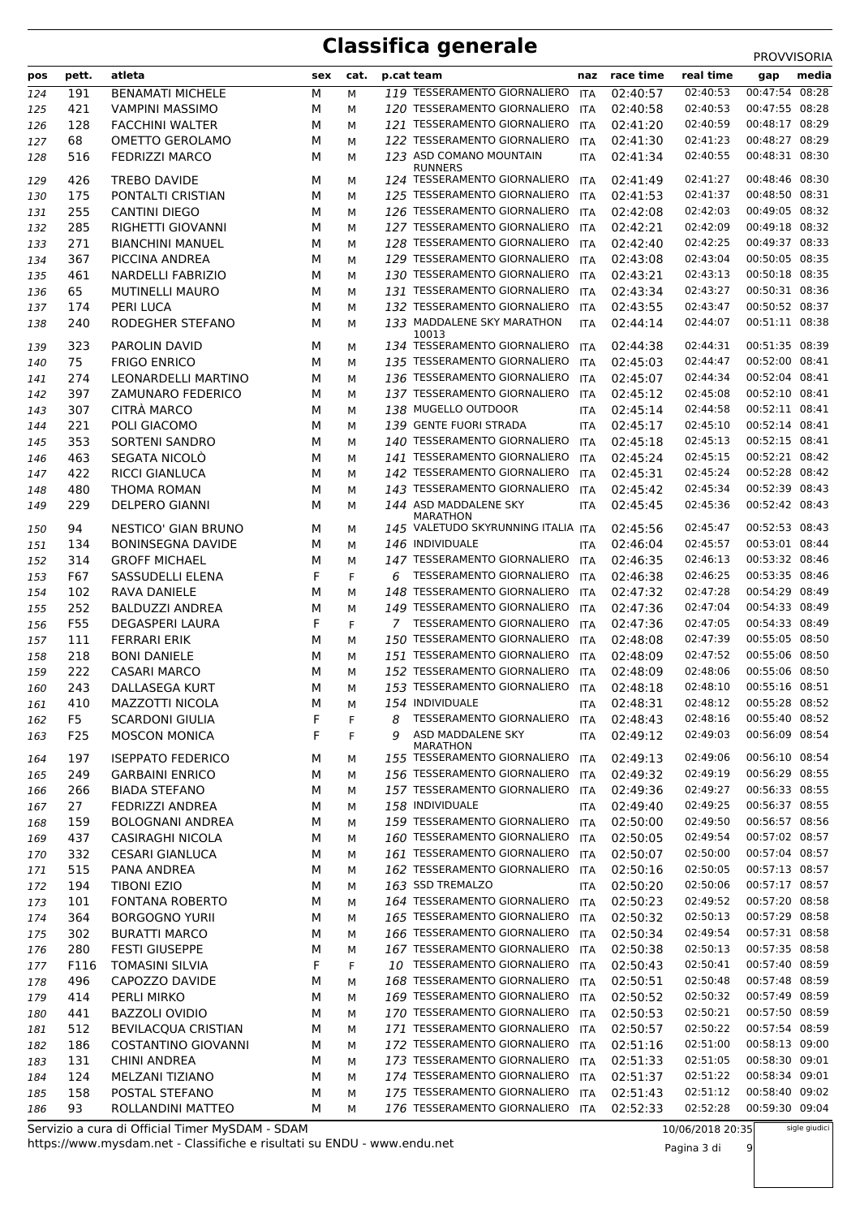# Classifica generale

PROVVISORIA

| pos | pett. | atleta | sex | cat. | p.cat | team | naz | race time | real time | gap | media |
|---|---|---|---|---|---|---|---|---|---|---|---|
| 124 | 191 | BENAMATI MICHELE | M | M | 119 | TESSERAMENTO GIORNALIERO | ITA | 02:40:57 | 02:40:53 | 00:47:54 | 08:28 |
| 125 | 421 | VAMPINI MASSIMO | M | M | 120 | TESSERAMENTO GIORNALIERO | ITA | 02:40:58 | 02:40:53 | 00:47:55 | 08:28 |
| 126 | 128 | FACCHINI WALTER | M | M | 121 | TESSERAMENTO GIORNALIERO | ITA | 02:41:20 | 02:40:59 | 00:48:17 | 08:29 |
| 127 | 68 | OMETTO GEROLAMO | M | M | 122 | TESSERAMENTO GIORNALIERO | ITA | 02:41:30 | 02:41:23 | 00:48:27 | 08:29 |
| 128 | 516 | FEDRIZZI MARCO | M | M | 123 | ASD COMANO MOUNTAIN RUNNERS | ITA | 02:41:34 | 02:40:55 | 00:48:31 | 08:30 |
| 129 | 426 | TREBO DAVIDE | M | M | 124 | TESSERAMENTO GIORNALIERO | ITA | 02:41:49 | 02:41:27 | 00:48:46 | 08:30 |
| 130 | 175 | PONTALTI CRISTIAN | M | M | 125 | TESSERAMENTO GIORNALIERO | ITA | 02:41:53 | 02:41:37 | 00:48:50 | 08:31 |
| 131 | 255 | CANTINI DIEGO | M | M | 126 | TESSERAMENTO GIORNALIERO | ITA | 02:42:08 | 02:42:03 | 00:49:05 | 08:32 |
| 132 | 285 | RIGHETTI GIOVANNI | M | M | 127 | TESSERAMENTO GIORNALIERO | ITA | 02:42:21 | 02:42:09 | 00:49:18 | 08:32 |
| 133 | 271 | BIANCHINI MANUEL | M | M | 128 | TESSERAMENTO GIORNALIERO | ITA | 02:42:40 | 02:42:25 | 00:49:37 | 08:33 |
| 134 | 367 | PICCINA ANDREA | M | M | 129 | TESSERAMENTO GIORNALIERO | ITA | 02:43:08 | 02:43:04 | 00:50:05 | 08:35 |
| 135 | 461 | NARDELLI FABRIZIO | M | M | 130 | TESSERAMENTO GIORNALIERO | ITA | 02:43:21 | 02:43:13 | 00:50:18 | 08:35 |
| 136 | 65 | MUTINELLI MAURO | M | M | 131 | TESSERAMENTO GIORNALIERO | ITA | 02:43:34 | 02:43:27 | 00:50:31 | 08:36 |
| 137 | 174 | PERI LUCA | M | M | 132 | TESSERAMENTO GIORNALIERO | ITA | 02:43:55 | 02:43:47 | 00:50:52 | 08:37 |
| 138 | 240 | RODEGHER STEFANO | M | M | 133 | MADDALENE SKY MARATHON 10013 | ITA | 02:44:14 | 02:44:07 | 00:51:11 | 08:38 |
| 139 | 323 | PAROLIN DAVID | M | M | 134 | TESSERAMENTO GIORNALIERO | ITA | 02:44:38 | 02:44:31 | 00:51:35 | 08:39 |
| 140 | 75 | FRIGO ENRICO | M | M | 135 | TESSERAMENTO GIORNALIERO | ITA | 02:45:03 | 02:44:47 | 00:52:00 | 08:41 |
| 141 | 274 | LEONARDELLI MARTINO | M | M | 136 | TESSERAMENTO GIORNALIERO | ITA | 02:45:07 | 02:44:34 | 00:52:04 | 08:41 |
| 142 | 397 | ZAMUNARO FEDERICO | M | M | 137 | TESSERAMENTO GIORNALIERO | ITA | 02:45:12 | 02:45:08 | 00:52:10 | 08:41 |
| 143 | 307 | CITRÀ MARCO | M | M | 138 | MUGELLO OUTDOOR | ITA | 02:45:14 | 02:44:58 | 00:52:11 | 08:41 |
| 144 | 221 | POLI GIACOMO | M | M | 139 | GENTE FUORI STRADA | ITA | 02:45:17 | 02:45:10 | 00:52:14 | 08:41 |
| 145 | 353 | SORTENI SANDRO | M | M | 140 | TESSERAMENTO GIORNALIERO | ITA | 02:45:18 | 02:45:13 | 00:52:15 | 08:41 |
| 146 | 463 | SEGATA NICOLÒ | M | M | 141 | TESSERAMENTO GIORNALIERO | ITA | 02:45:24 | 02:45:15 | 00:52:21 | 08:42 |
| 147 | 422 | RICCI GIANLUCA | M | M | 142 | TESSERAMENTO GIORNALIERO | ITA | 02:45:31 | 02:45:24 | 00:52:28 | 08:42 |
| 148 | 480 | THOMA ROMAN | M | M | 143 | TESSERAMENTO GIORNALIERO | ITA | 02:45:42 | 02:45:34 | 00:52:39 | 08:43 |
| 149 | 229 | DELPERO GIANNI | M | M | 144 | ASD MADDALENE SKY MARATHON | ITA | 02:45:45 | 02:45:36 | 00:52:42 | 08:43 |
| 150 | 94 | NESTICO' GIAN BRUNO | M | M | 145 | VALETUDO SKYRUNNING ITALIA | ITA | 02:45:56 | 02:45:47 | 00:52:53 | 08:43 |
| 151 | 134 | BONINSEGNA DAVIDE | M | M | 146 | INDIVIDUALE | ITA | 02:46:04 | 02:45:57 | 00:53:01 | 08:44 |
| 152 | 314 | GROFF MICHAEL | M | M | 147 | TESSERAMENTO GIORNALIERO | ITA | 02:46:35 | 02:46:13 | 00:53:32 | 08:46 |
| 153 | F67 | SASSUDELLI ELENA | F | F | 6 | TESSERAMENTO GIORNALIERO | ITA | 02:46:38 | 02:46:25 | 00:53:35 | 08:46 |
| 154 | 102 | RAVA DANIELE | M | M | 148 | TESSERAMENTO GIORNALIERO | ITA | 02:47:32 | 02:47:28 | 00:54:29 | 08:49 |
| 155 | 252 | BALDUZZI ANDREA | M | M | 149 | TESSERAMENTO GIORNALIERO | ITA | 02:47:36 | 02:47:04 | 00:54:33 | 08:49 |
| 156 | F55 | DEGASPERI LAURA | F | F | 7 | TESSERAMENTO GIORNALIERO | ITA | 02:47:36 | 02:47:05 | 00:54:33 | 08:49 |
| 157 | 111 | FERRARI ERIK | M | M | 150 | TESSERAMENTO GIORNALIERO | ITA | 02:48:08 | 02:47:39 | 00:55:05 | 08:50 |
| 158 | 218 | BONI DANIELE | M | M | 151 | TESSERAMENTO GIORNALIERO | ITA | 02:48:09 | 02:47:52 | 00:55:06 | 08:50 |
| 159 | 222 | CASARI MARCO | M | M | 152 | TESSERAMENTO GIORNALIERO | ITA | 02:48:09 | 02:48:06 | 00:55:06 | 08:50 |
| 160 | 243 | DALLASEGA KURT | M | M | 153 | TESSERAMENTO GIORNALIERO | ITA | 02:48:18 | 02:48:10 | 00:55:16 | 08:51 |
| 161 | 410 | MAZZOTTI NICOLA | M | M | 154 | INDIVIDUALE | ITA | 02:48:31 | 02:48:12 | 00:55:28 | 08:52 |
| 162 | F5 | SCARDONI GIULIA | F | F | 8 | TESSERAMENTO GIORNALIERO | ITA | 02:48:43 | 02:48:16 | 00:55:40 | 08:52 |
| 163 | F25 | MOSCON MONICA | F | F | 9 | ASD MADDALENE SKY MARATHON | ITA | 02:49:12 | 02:49:03 | 00:56:09 | 08:54 |
| 164 | 197 | ISEPPATO FEDERICO | M | M | 155 | TESSERAMENTO GIORNALIERO | ITA | 02:49:13 | 02:49:06 | 00:56:10 | 08:54 |
| 165 | 249 | GARBAINI ENRICO | M | M | 156 | TESSERAMENTO GIORNALIERO | ITA | 02:49:32 | 02:49:19 | 00:56:29 | 08:55 |
| 166 | 266 | BIADA STEFANO | M | M | 157 | TESSERAMENTO GIORNALIERO | ITA | 02:49:36 | 02:49:27 | 00:56:33 | 08:55 |
| 167 | 27 | FEDRIZZI ANDREA | M | M | 158 | INDIVIDUALE | ITA | 02:49:40 | 02:49:25 | 00:56:37 | 08:55 |
| 168 | 159 | BOLOGNANI ANDREA | M | M | 159 | TESSERAMENTO GIORNALIERO | ITA | 02:50:00 | 02:49:50 | 00:56:57 | 08:56 |
| 169 | 437 | CASIRAGHI NICOLA | M | M | 160 | TESSERAMENTO GIORNALIERO | ITA | 02:50:05 | 02:49:54 | 00:57:02 | 08:57 |
| 170 | 332 | CESARI GIANLUCA | M | M | 161 | TESSERAMENTO GIORNALIERO | ITA | 02:50:07 | 02:50:00 | 00:57:04 | 08:57 |
| 171 | 515 | PANA ANDREA | M | M | 162 | TESSERAMENTO GIORNALIERO | ITA | 02:50:16 | 02:50:05 | 00:57:13 | 08:57 |
| 172 | 194 | TIBONI EZIO | M | M | 163 | SSD TREMALZO | ITA | 02:50:20 | 02:50:06 | 00:57:17 | 08:57 |
| 173 | 101 | FONTANA ROBERTO | M | M | 164 | TESSERAMENTO GIORNALIERO | ITA | 02:50:23 | 02:49:52 | 00:57:20 | 08:58 |
| 174 | 364 | BORGOGNO YURII | M | M | 165 | TESSERAMENTO GIORNALIERO | ITA | 02:50:32 | 02:50:13 | 00:57:29 | 08:58 |
| 175 | 302 | BURATTI MARCO | M | M | 166 | TESSERAMENTO GIORNALIERO | ITA | 02:50:34 | 02:49:54 | 00:57:31 | 08:58 |
| 176 | 280 | FESTI GIUSEPPE | M | M | 167 | TESSERAMENTO GIORNALIERO | ITA | 02:50:38 | 02:50:13 | 00:57:35 | 08:58 |
| 177 | F116 | TOMASINI SILVIA | F | F | 10 | TESSERAMENTO GIORNALIERO | ITA | 02:50:43 | 02:50:41 | 00:57:40 | 08:59 |
| 178 | 496 | CAPOZZO DAVIDE | M | M | 168 | TESSERAMENTO GIORNALIERO | ITA | 02:50:51 | 02:50:48 | 00:57:48 | 08:59 |
| 179 | 414 | PERLI MIRKO | M | M | 169 | TESSERAMENTO GIORNALIERO | ITA | 02:50:52 | 02:50:32 | 00:57:49 | 08:59 |
| 180 | 441 | BAZZOLI OVIDIO | M | M | 170 | TESSERAMENTO GIORNALIERO | ITA | 02:50:53 | 02:50:21 | 00:57:50 | 08:59 |
| 181 | 512 | BEVILACQUA CRISTIAN | M | M | 171 | TESSERAMENTO GIORNALIERO | ITA | 02:50:57 | 02:50:22 | 00:57:54 | 08:59 |
| 182 | 186 | COSTANTINO GIOVANNI | M | M | 172 | TESSERAMENTO GIORNALIERO | ITA | 02:51:16 | 02:51:00 | 00:58:13 | 09:00 |
| 183 | 131 | CHINI ANDREA | M | M | 173 | TESSERAMENTO GIORNALIERO | ITA | 02:51:33 | 02:51:05 | 00:58:30 | 09:01 |
| 184 | 124 | MELZANI TIZIANO | M | M | 174 | TESSERAMENTO GIORNALIERO | ITA | 02:51:37 | 02:51:22 | 00:58:34 | 09:01 |
| 185 | 158 | POSTAL STEFANO | M | M | 175 | TESSERAMENTO GIORNALIERO | ITA | 02:51:43 | 02:51:12 | 00:58:40 | 09:02 |
| 186 | 93 | ROLLANDINI MATTEO | M | M | 176 | TESSERAMENTO GIORNALIERO | ITA | 02:52:33 | 02:52:28 | 00:59:30 | 09:04 |

Servizio a cura di Official Timer MySDAM - SDAM
https://www.mysdam.net - Classifiche e risultati su ENDU - www.endu.net

10/06/2018 20:35

sigle giudici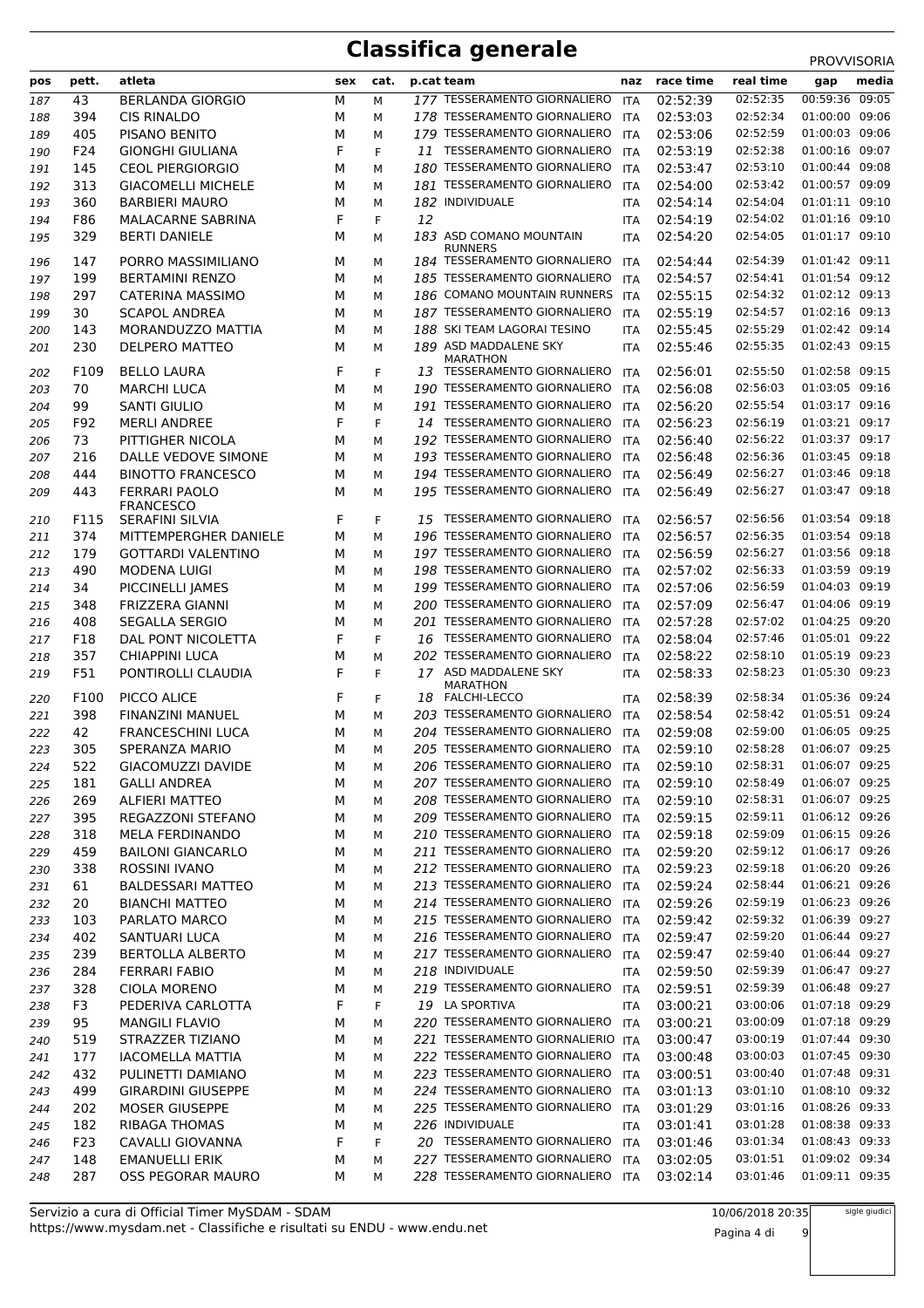# Classifica generale

PROVVISORIA

| pos | pett. | atleta | sex | cat. | p.cat | team | naz | race time | real time | gap | media |
|---|---|---|---|---|---|---|---|---|---|---|---|
| 187 | 43 | BERLANDA GIORGIO | M | M | 177 | TESSERAMENTO GIORNALIERO | ITA | 02:52:39 | 02:52:35 | 00:59:36 | 09:05 |
| 188 | 394 | CIS RINALDO | M | M | 178 | TESSERAMENTO GIORNALIERO | ITA | 02:53:03 | 02:52:34 | 01:00:00 | 09:06 |
| 189 | 405 | PISANO BENITO | M | M | 179 | TESSERAMENTO GIORNALIERO | ITA | 02:53:06 | 02:52:59 | 01:00:03 | 09:06 |
| 190 | F24 | GIONGHI GIULIANA | F | F | 11 | TESSERAMENTO GIORNALIERO | ITA | 02:53:19 | 02:52:38 | 01:00:16 | 09:07 |
| 191 | 145 | CEOL PIERGIORGIO | M | M | 180 | TESSERAMENTO GIORNALIERO | ITA | 02:53:47 | 02:53:10 | 01:00:44 | 09:08 |
| 192 | 313 | GIACOMELLI MICHELE | M | M | 181 | TESSERAMENTO GIORNALIERO | ITA | 02:54:00 | 02:53:42 | 01:00:57 | 09:09 |
| 193 | 360 | BARBIERI MAURO | M | M | 182 | INDIVIDUALE | ITA | 02:54:14 | 02:54:04 | 01:01:11 | 09:10 |
| 194 | F86 | MALACARNE SABRINA | F | F | 12 | | ITA | 02:54:19 | 02:54:02 | 01:01:16 | 09:10 |
| 195 | 329 | BERTI DANIELE | M | M | 183 | ASD COMANO MOUNTAIN RUNNERS | ITA | 02:54:20 | 02:54:05 | 01:01:17 | 09:10 |
| 196 | 147 | PORRO MASSIMILIANO | M | M | 184 | TESSERAMENTO GIORNALIERO | ITA | 02:54:44 | 02:54:39 | 01:01:42 | 09:11 |
| 197 | 199 | BERTAMINI RENZO | M | M | 185 | TESSERAMENTO GIORNALIERO | ITA | 02:54:57 | 02:54:41 | 01:01:54 | 09:12 |
| 198 | 297 | CATERINA MASSIMO | M | M | 186 | COMANO MOUNTAIN RUNNERS | ITA | 02:55:15 | 02:54:32 | 01:02:12 | 09:13 |
| 199 | 30 | SCAPOL ANDREA | M | M | 187 | TESSERAMENTO GIORNALIERO | ITA | 02:55:19 | 02:54:57 | 01:02:16 | 09:13 |
| 200 | 143 | MORANDUZZO MATTIA | M | M | 188 | SKI TEAM LAGORAI TESINO | ITA | 02:55:45 | 02:55:29 | 01:02:42 | 09:14 |
| 201 | 230 | DELPERO MATTEO | M | M | 189 | ASD MADDALENE SKY MARATHON | ITA | 02:55:46 | 02:55:35 | 01:02:43 | 09:15 |
| 202 | F109 | BELLO LAURA | F | F | 13 | TESSERAMENTO GIORNALIERO | ITA | 02:56:01 | 02:55:50 | 01:02:58 | 09:15 |
| 203 | 70 | MARCHI LUCA | M | M | 190 | TESSERAMENTO GIORNALIERO | ITA | 02:56:08 | 02:56:03 | 01:03:05 | 09:16 |
| 204 | 99 | SANTI GIULIO | M | M | 191 | TESSERAMENTO GIORNALIERO | ITA | 02:56:20 | 02:55:54 | 01:03:17 | 09:16 |
| 205 | F92 | MERLI ANDREE | F | F | 14 | TESSERAMENTO GIORNALIERO | ITA | 02:56:23 | 02:56:19 | 01:03:21 | 09:17 |
| 206 | 73 | PITTIGHER NICOLA | M | M | 192 | TESSERAMENTO GIORNALIERO | ITA | 02:56:40 | 02:56:22 | 01:03:37 | 09:17 |
| 207 | 216 | DALLE VEDOVE SIMONE | M | M | 193 | TESSERAMENTO GIORNALIERO | ITA | 02:56:48 | 02:56:36 | 01:03:45 | 09:18 |
| 208 | 444 | BINOTTO FRANCESCO | M | M | 194 | TESSERAMENTO GIORNALIERO | ITA | 02:56:49 | 02:56:27 | 01:03:46 | 09:18 |
| 209 | 443 | FERRARI PAOLO FRANCESCO | M | M | 195 | TESSERAMENTO GIORNALIERO | ITA | 02:56:49 | 02:56:27 | 01:03:47 | 09:18 |
| 210 | F115 | SERAFINI SILVIA | F | F | 15 | TESSERAMENTO GIORNALIERO | ITA | 02:56:57 | 02:56:56 | 01:03:54 | 09:18 |
| 211 | 374 | MITTEMPERGHER DANIELE | M | M | 196 | TESSERAMENTO GIORNALIERO | ITA | 02:56:57 | 02:56:35 | 01:03:54 | 09:18 |
| 212 | 179 | GOTTARDI VALENTINO | M | M | 197 | TESSERAMENTO GIORNALIERO | ITA | 02:56:59 | 02:56:27 | 01:03:56 | 09:18 |
| 213 | 490 | MODENA LUIGI | M | M | 198 | TESSERAMENTO GIORNALIERO | ITA | 02:57:02 | 02:56:33 | 01:03:59 | 09:19 |
| 214 | 34 | PICCINELLI JAMES | M | M | 199 | TESSERAMENTO GIORNALIERO | ITA | 02:57:06 | 02:56:59 | 01:04:03 | 09:19 |
| 215 | 348 | FRIZZERA GIANNI | M | M | 200 | TESSERAMENTO GIORNALIERO | ITA | 02:57:09 | 02:56:47 | 01:04:06 | 09:19 |
| 216 | 408 | SEGALLA SERGIO | M | M | 201 | TESSERAMENTO GIORNALIERO | ITA | 02:57:28 | 02:57:02 | 01:04:25 | 09:20 |
| 217 | F18 | DAL PONT NICOLETTA | F | F | 16 | TESSERAMENTO GIORNALIERO | ITA | 02:58:04 | 02:57:46 | 01:05:01 | 09:22 |
| 218 | 357 | CHIAPPINI LUCA | M | M | 202 | TESSERAMENTO GIORNALIERO | ITA | 02:58:22 | 02:58:10 | 01:05:19 | 09:23 |
| 219 | F51 | PONTIROLLI CLAUDIA | F | F | 17 | ASD MADDALENE SKY MARATHON | ITA | 02:58:33 | 02:58:23 | 01:05:30 | 09:23 |
| 220 | F100 | PICCO ALICE | F | F | 18 | FALCHI-LECCO | ITA | 02:58:39 | 02:58:34 | 01:05:36 | 09:24 |
| 221 | 398 | FINANZINI MANUEL | M | M | 203 | TESSERAMENTO GIORNALIERO | ITA | 02:58:54 | 02:58:42 | 01:05:51 | 09:24 |
| 222 | 42 | FRANCESCHINI LUCA | M | M | 204 | TESSERAMENTO GIORNALIERO | ITA | 02:59:08 | 02:59:00 | 01:06:05 | 09:25 |
| 223 | 305 | SPERANZA MARIO | M | M | 205 | TESSERAMENTO GIORNALIERO | ITA | 02:59:10 | 02:58:28 | 01:06:07 | 09:25 |
| 224 | 522 | GIACOMUZZI DAVIDE | M | M | 206 | TESSERAMENTO GIORNALIERO | ITA | 02:59:10 | 02:58:31 | 01:06:07 | 09:25 |
| 225 | 181 | GALLI ANDREA | M | M | 207 | TESSERAMENTO GIORNALIERO | ITA | 02:59:10 | 02:58:49 | 01:06:07 | 09:25 |
| 226 | 269 | ALFIERI MATTEO | M | M | 208 | TESSERAMENTO GIORNALIERO | ITA | 02:59:10 | 02:58:31 | 01:06:07 | 09:25 |
| 227 | 395 | REGAZZONI STEFANO | M | M | 209 | TESSERAMENTO GIORNALIERO | ITA | 02:59:15 | 02:59:11 | 01:06:12 | 09:26 |
| 228 | 318 | MELA FERDINANDO | M | M | 210 | TESSERAMENTO GIORNALIERO | ITA | 02:59:18 | 02:59:09 | 01:06:15 | 09:26 |
| 229 | 459 | BAILONI GIANCARLO | M | M | 211 | TESSERAMENTO GIORNALIERO | ITA | 02:59:20 | 02:59:12 | 01:06:17 | 09:26 |
| 230 | 338 | ROSSINI IVANO | M | M | 212 | TESSERAMENTO GIORNALIERO | ITA | 02:59:23 | 02:59:18 | 01:06:20 | 09:26 |
| 231 | 61 | BALDESSARI MATTEO | M | M | 213 | TESSERAMENTO GIORNALIERO | ITA | 02:59:24 | 02:58:44 | 01:06:21 | 09:26 |
| 232 | 20 | BIANCHI MATTEO | M | M | 214 | TESSERAMENTO GIORNALIERO | ITA | 02:59:26 | 02:59:19 | 01:06:23 | 09:26 |
| 233 | 103 | PARLATO MARCO | M | M | 215 | TESSERAMENTO GIORNALIERO | ITA | 02:59:42 | 02:59:32 | 01:06:39 | 09:27 |
| 234 | 402 | SANTUARI LUCA | M | M | 216 | TESSERAMENTO GIORNALIERO | ITA | 02:59:47 | 02:59:20 | 01:06:44 | 09:27 |
| 235 | 239 | BERTOLLA ALBERTO | M | M | 217 | TESSERAMENTO GIORNALIERO | ITA | 02:59:47 | 02:59:40 | 01:06:44 | 09:27 |
| 236 | 284 | FERRARI FABIO | M | M | 218 | INDIVIDUALE | ITA | 02:59:50 | 02:59:39 | 01:06:47 | 09:27 |
| 237 | 328 | CIOLA MORENO | M | M | 219 | TESSERAMENTO GIORNALIERO | ITA | 02:59:51 | 02:59:39 | 01:06:48 | 09:27 |
| 238 | F3 | PEDERIVA CARLOTTA | F | F | 19 | LA SPORTIVA | ITA | 03:00:21 | 03:00:06 | 01:07:18 | 09:29 |
| 239 | 95 | MANGILI FLAVIO | M | M | 220 | TESSERAMENTO GIORNALIERO | ITA | 03:00:21 | 03:00:09 | 01:07:18 | 09:29 |
| 240 | 519 | STRAZZER TIZIANO | M | M | 221 | TESSERAMENTO GIORNALIERIO | ITA | 03:00:47 | 03:00:19 | 01:07:44 | 09:30 |
| 241 | 177 | IACOMELLA MATTIA | M | M | 222 | TESSERAMENTO GIORNALIERO | ITA | 03:00:48 | 03:00:03 | 01:07:45 | 09:30 |
| 242 | 432 | PULINETTI DAMIANO | M | M | 223 | TESSERAMENTO GIORNALIERO | ITA | 03:00:51 | 03:00:40 | 01:07:48 | 09:31 |
| 243 | 499 | GIRARDINI GIUSEPPE | M | M | 224 | TESSERAMENTO GIORNALIERO | ITA | 03:01:13 | 03:01:10 | 01:08:10 | 09:32 |
| 244 | 202 | MOSER GIUSEPPE | M | M | 225 | TESSERAMENTO GIORNALIERO | ITA | 03:01:29 | 03:01:16 | 01:08:26 | 09:33 |
| 245 | 182 | RIBAGA THOMAS | M | M | 226 | INDIVIDUALE | ITA | 03:01:41 | 03:01:28 | 01:08:38 | 09:33 |
| 246 | F23 | CAVALLI GIOVANNA | F | F | 20 | TESSERAMENTO GIORNALIERO | ITA | 03:01:46 | 03:01:34 | 01:08:43 | 09:33 |
| 247 | 148 | EMANUELLI ERIK | M | M | 227 | TESSERAMENTO GIORNALIERO | ITA | 03:02:05 | 03:01:51 | 01:09:02 | 09:34 |
| 248 | 287 | OSS PEGORAR MAURO | M | M | 228 | TESSERAMENTO GIORNALIERO | ITA | 03:02:14 | 03:01:46 | 01:09:11 | 09:35 |

Servizio a cura di Official Timer MySDAM - SDAM
https://www.mysdam.net - Classifiche e risultati su ENDU - www.endu.net

10/06/2018 20:35

sigle giudici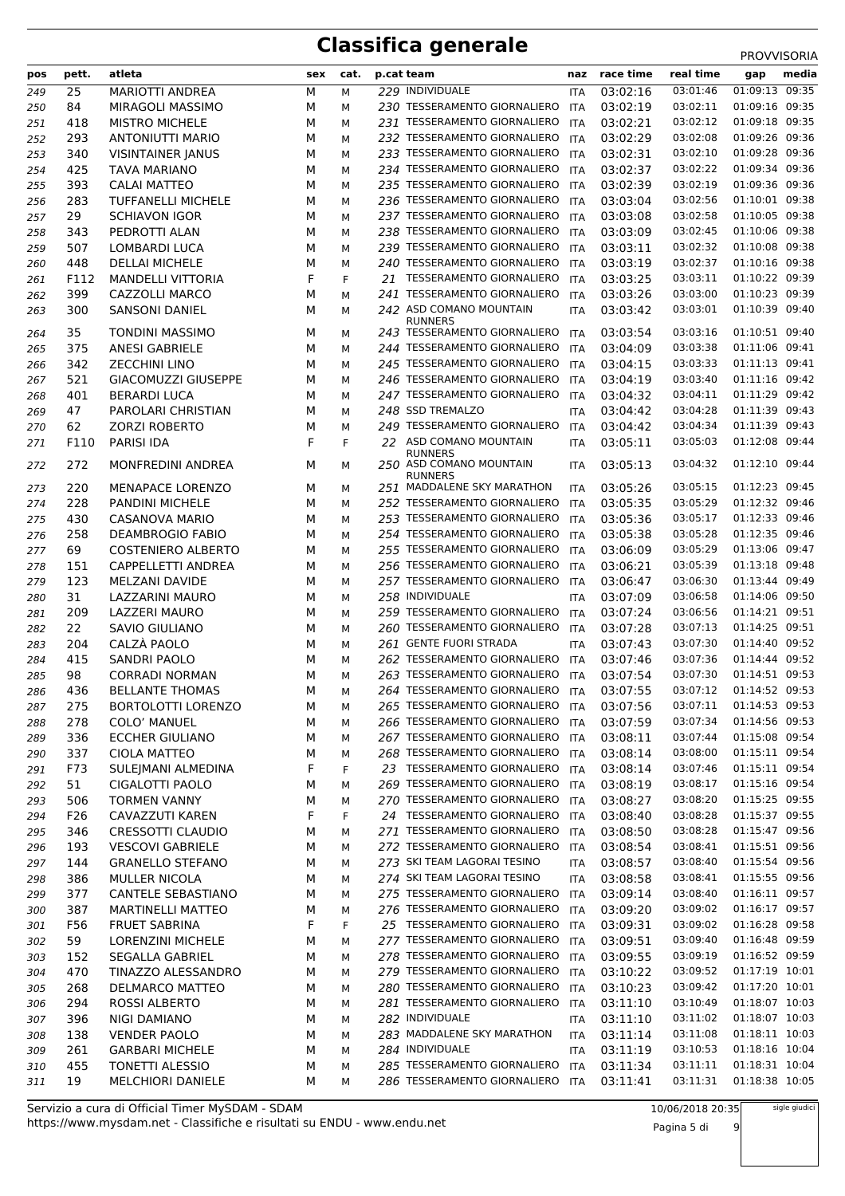# Classifica generale

PROVVISORIA

| pos | pett. | atleta | sex | cat. | p.cat | team | naz | race time | real time | gap | media |
|---|---|---|---|---|---|---|---|---|---|---|---|
| 249 | 25 | MARIOTTI ANDREA | M | M | 229 | INDIVIDUALE | ITA | 03:02:16 | 03:01:46 | 01:09:13 | 09:35 |
| 250 | 84 | MIRAGOLI MASSIMO | M | M | 230 | TESSERAMENTO GIORNALIERO | ITA | 03:02:19 | 03:02:11 | 01:09:16 | 09:35 |
| 251 | 418 | MISTRO MICHELE | M | M | 231 | TESSERAMENTO GIORNALIERO | ITA | 03:02:21 | 03:02:12 | 01:09:18 | 09:35 |
| 252 | 293 | ANTONIUTTI MARIO | M | M | 232 | TESSERAMENTO GIORNALIERO | ITA | 03:02:29 | 03:02:08 | 01:09:26 | 09:36 |
| 253 | 340 | VISINTAINER JANUS | M | M | 233 | TESSERAMENTO GIORNALIERO | ITA | 03:02:31 | 03:02:10 | 01:09:28 | 09:36 |
| 254 | 425 | TAVA MARIANO | M | M | 234 | TESSERAMENTO GIORNALIERO | ITA | 03:02:37 | 03:02:22 | 01:09:34 | 09:36 |
| 255 | 393 | CALAI MATTEO | M | M | 235 | TESSERAMENTO GIORNALIERO | ITA | 03:02:39 | 03:02:19 | 01:09:36 | 09:36 |
| 256 | 283 | TUFFANELLI MICHELE | M | M | 236 | TESSERAMENTO GIORNALIERO | ITA | 03:03:04 | 03:02:56 | 01:10:01 | 09:38 |
| 257 | 29 | SCHIAVON IGOR | M | M | 237 | TESSERAMENTO GIORNALIERO | ITA | 03:03:08 | 03:02:58 | 01:10:05 | 09:38 |
| 258 | 343 | PEDROTTI ALAN | M | M | 238 | TESSERAMENTO GIORNALIERO | ITA | 03:03:09 | 03:02:45 | 01:10:06 | 09:38 |
| 259 | 507 | LOMBARDI LUCA | M | M | 239 | TESSERAMENTO GIORNALIERO | ITA | 03:03:11 | 03:02:32 | 01:10:08 | 09:38 |
| 260 | 448 | DELLAI MICHELE | M | M | 240 | TESSERAMENTO GIORNALIERO | ITA | 03:03:19 | 03:02:37 | 01:10:16 | 09:38 |
| 261 | F112 | MANDELLI VITTORIA | F | F | 21 | TESSERAMENTO GIORNALIERO | ITA | 03:03:25 | 03:03:11 | 01:10:22 | 09:39 |
| 262 | 399 | CAZZOLLI MARCO | M | M | 241 | TESSERAMENTO GIORNALIERO | ITA | 03:03:26 | 03:03:00 | 01:10:23 | 09:39 |
| 263 | 300 | SANSONI DANIEL | M | M | 242 | ASD COMANO MOUNTAIN RUNNERS | ITA | 03:03:42 | 03:03:01 | 01:10:39 | 09:40 |
| 264 | 35 | TONDINI MASSIMO | M | M | 243 | TESSERAMENTO GIORNALIERO | ITA | 03:03:54 | 03:03:16 | 01:10:51 | 09:40 |
| 265 | 375 | ANESI GABRIELE | M | M | 244 | TESSERAMENTO GIORNALIERO | ITA | 03:04:09 | 03:03:38 | 01:11:06 | 09:41 |
| 266 | 342 | ZECCHINI LINO | M | M | 245 | TESSERAMENTO GIORNALIERO | ITA | 03:04:15 | 03:03:33 | 01:11:13 | 09:41 |
| 267 | 521 | GIACOMUZZI GIUSEPPE | M | M | 246 | TESSERAMENTO GIORNALIERO | ITA | 03:04:19 | 03:03:40 | 01:11:16 | 09:42 |
| 268 | 401 | BERARDI LUCA | M | M | 247 | TESSERAMENTO GIORNALIERO | ITA | 03:04:32 | 03:04:11 | 01:11:29 | 09:42 |
| 269 | 47 | PAROLARI CHRISTIAN | M | M | 248 | SSD TREMALZO | ITA | 03:04:42 | 03:04:28 | 01:11:39 | 09:43 |
| 270 | 62 | ZORZI ROBERTO | M | M | 249 | TESSERAMENTO GIORNALIERO | ITA | 03:04:42 | 03:04:34 | 01:11:39 | 09:43 |
| 271 | F110 | PARISI IDA | F | F | 22 | ASD COMANO MOUNTAIN RUNNERS | ITA | 03:05:11 | 03:05:03 | 01:12:08 | 09:44 |
| 272 | 272 | MONFREDINI ANDREA | M | M | 250 | ASD COMANO MOUNTAIN RUNNERS | ITA | 03:05:13 | 03:04:32 | 01:12:10 | 09:44 |
| 273 | 220 | MENAPACE LORENZO | M | M | 251 | MADDALENE SKY MARATHON | ITA | 03:05:26 | 03:05:15 | 01:12:23 | 09:45 |
| 274 | 228 | PANDINI MICHELE | M | M | 252 | TESSERAMENTO GIORNALIERO | ITA | 03:05:35 | 03:05:29 | 01:12:32 | 09:46 |
| 275 | 430 | CASANOVA MARIO | M | M | 253 | TESSERAMENTO GIORNALIERO | ITA | 03:05:36 | 03:05:17 | 01:12:33 | 09:46 |
| 276 | 258 | DEAMBROGIO FABIO | M | M | 254 | TESSERAMENTO GIORNALIERO | ITA | 03:05:38 | 03:05:28 | 01:12:35 | 09:46 |
| 277 | 69 | COSTENIERO ALBERTO | M | M | 255 | TESSERAMENTO GIORNALIERO | ITA | 03:06:09 | 03:05:29 | 01:13:06 | 09:47 |
| 278 | 151 | CAPPELLETTI ANDREA | M | M | 256 | TESSERAMENTO GIORNALIERO | ITA | 03:06:21 | 03:05:39 | 01:13:18 | 09:48 |
| 279 | 123 | MELZANI DAVIDE | M | M | 257 | TESSERAMENTO GIORNALIERO | ITA | 03:06:47 | 03:06:30 | 01:13:44 | 09:49 |
| 280 | 31 | LAZZARINI MAURO | M | M | 258 | INDIVIDUALE | ITA | 03:07:09 | 03:06:58 | 01:14:06 | 09:50 |
| 281 | 209 | LAZZERI MAURO | M | M | 259 | TESSERAMENTO GIORNALIERO | ITA | 03:07:24 | 03:06:56 | 01:14:21 | 09:51 |
| 282 | 22 | SAVIO GIULIANO | M | M | 260 | TESSERAMENTO GIORNALIERO | ITA | 03:07:28 | 03:07:13 | 01:14:25 | 09:51 |
| 283 | 204 | CALZÀ PAOLO | M | M | 261 | GENTE FUORI STRADA | ITA | 03:07:43 | 03:07:30 | 01:14:40 | 09:52 |
| 284 | 415 | SANDRI PAOLO | M | M | 262 | TESSERAMENTO GIORNALIERO | ITA | 03:07:46 | 03:07:36 | 01:14:44 | 09:52 |
| 285 | 98 | CORRADI NORMAN | M | M | 263 | TESSERAMENTO GIORNALIERO | ITA | 03:07:54 | 03:07:30 | 01:14:51 | 09:53 |
| 286 | 436 | BELLANTE THOMAS | M | M | 264 | TESSERAMENTO GIORNALIERO | ITA | 03:07:55 | 03:07:12 | 01:14:52 | 09:53 |
| 287 | 275 | BORTOLOTTI LORENZO | M | M | 265 | TESSERAMENTO GIORNALIERO | ITA | 03:07:56 | 03:07:11 | 01:14:53 | 09:53 |
| 288 | 278 | COLO' MANUEL | M | M | 266 | TESSERAMENTO GIORNALIERO | ITA | 03:07:59 | 03:07:34 | 01:14:56 | 09:53 |
| 289 | 336 | ECCHER GIULIANO | M | M | 267 | TESSERAMENTO GIORNALIERO | ITA | 03:08:11 | 03:07:44 | 01:15:08 | 09:54 |
| 290 | 337 | CIOLA MATTEO | M | M | 268 | TESSERAMENTO GIORNALIERO | ITA | 03:08:14 | 03:08:00 | 01:15:11 | 09:54 |
| 291 | F73 | SULEJMANI ALMEDINA | F | F | 23 | TESSERAMENTO GIORNALIERO | ITA | 03:08:14 | 03:07:46 | 01:15:11 | 09:54 |
| 292 | 51 | CIGALOTTI PAOLO | M | M | 269 | TESSERAMENTO GIORNALIERO | ITA | 03:08:19 | 03:08:17 | 01:15:16 | 09:54 |
| 293 | 506 | TORMEN VANNY | M | M | 270 | TESSERAMENTO GIORNALIERO | ITA | 03:08:27 | 03:08:20 | 01:15:25 | 09:55 |
| 294 | F26 | CAVAZZUTI KAREN | F | F | 24 | TESSERAMENTO GIORNALIERO | ITA | 03:08:40 | 03:08:28 | 01:15:37 | 09:55 |
| 295 | 346 | CRESSOTTI CLAUDIO | M | M | 271 | TESSERAMENTO GIORNALIERO | ITA | 03:08:50 | 03:08:28 | 01:15:47 | 09:56 |
| 296 | 193 | VESCOVI GABRIELE | M | M | 272 | TESSERAMENTO GIORNALIERO | ITA | 03:08:54 | 03:08:41 | 01:15:51 | 09:56 |
| 297 | 144 | GRANELLO STEFANO | M | M | 273 | SKI TEAM LAGORAI TESINO | ITA | 03:08:57 | 03:08:40 | 01:15:54 | 09:56 |
| 298 | 386 | MULLER NICOLA | M | M | 274 | SKI TEAM LAGORAI TESINO | ITA | 03:08:58 | 03:08:41 | 01:15:55 | 09:56 |
| 299 | 377 | CANTELE SEBASTIANO | M | M | 275 | TESSERAMENTO GIORNALIERO | ITA | 03:09:14 | 03:08:40 | 01:16:11 | 09:57 |
| 300 | 387 | MARTINELLI MATTEO | M | M | 276 | TESSERAMENTO GIORNALIERO | ITA | 03:09:20 | 03:09:02 | 01:16:17 | 09:57 |
| 301 | F56 | FRUET SABRINA | F | F | 25 | TESSERAMENTO GIORNALIERO | ITA | 03:09:31 | 03:09:02 | 01:16:28 | 09:58 |
| 302 | 59 | LORENZINI MICHELE | M | M | 277 | TESSERAMENTO GIORNALIERO | ITA | 03:09:51 | 03:09:40 | 01:16:48 | 09:59 |
| 303 | 152 | SEGALLA GABRIEL | M | M | 278 | TESSERAMENTO GIORNALIERO | ITA | 03:09:55 | 03:09:19 | 01:16:52 | 09:59 |
| 304 | 470 | TINAZZO ALESSANDRO | M | M | 279 | TESSERAMENTO GIORNALIERO | ITA | 03:10:22 | 03:09:52 | 01:17:19 | 10:01 |
| 305 | 268 | DELMARCO MATTEO | M | M | 280 | TESSERAMENTO GIORNALIERO | ITA | 03:10:23 | 03:09:42 | 01:17:20 | 10:01 |
| 306 | 294 | ROSSI ALBERTO | M | M | 281 | TESSERAMENTO GIORNALIERO | ITA | 03:11:10 | 03:10:49 | 01:18:07 | 10:03 |
| 307 | 396 | NIGI DAMIANO | M | M | 282 | INDIVIDUALE | ITA | 03:11:10 | 03:11:02 | 01:18:07 | 10:03 |
| 308 | 138 | VENDER PAOLO | M | M | 283 | MADDALENE SKY MARATHON | ITA | 03:11:14 | 03:11:08 | 01:18:11 | 10:03 |
| 309 | 261 | GARBARI MICHELE | M | M | 284 | INDIVIDUALE | ITA | 03:11:19 | 03:10:53 | 01:18:16 | 10:04 |
| 310 | 455 | TONETTI ALESSIO | M | M | 285 | TESSERAMENTO GIORNALIERO | ITA | 03:11:34 | 03:11:11 | 01:18:31 | 10:04 |
| 311 | 19 | MELCHIORI DANIELE | M | M | 286 | TESSERAMENTO GIORNALIERO | ITA | 03:11:41 | 03:11:31 | 01:18:38 | 10:05 |

Servizio a cura di Official Timer MySDAM - SDAM
https://www.mysdam.net - Classifiche e risultati su ENDU - www.endu.net

10/06/2018 20:35

sigle giudici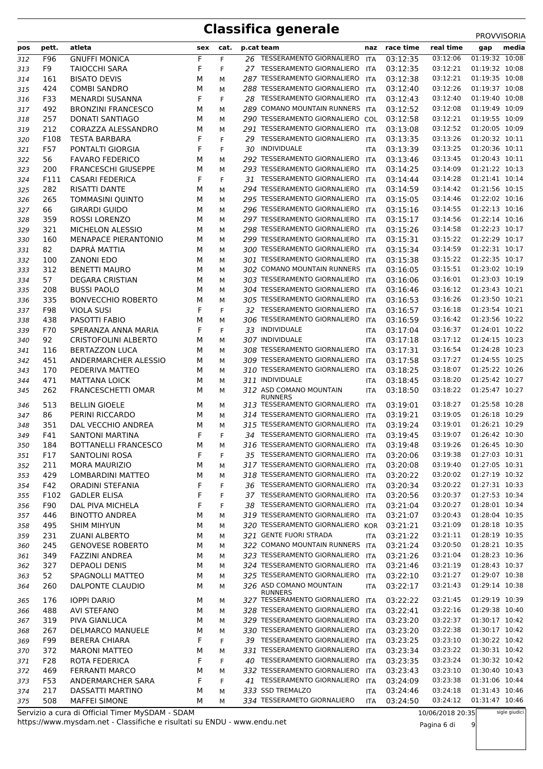# Classifica generale

PROVVISORIA

| pos | pett. | atleta | sex | cat. | p.cat | team | naz | race time | real time | gap | media |
|---|---|---|---|---|---|---|---|---|---|---|---|
| 312 | F96 | GNUFFI MONICA | F | F | 26 | TESSERAMENTO GIORNALIERO | ITA | 03:12:35 | 03:12:06 | 01:19:32 | 10:08 |
| 313 | F9 | TAIOCCHI SARA | F | F | 27 | TESSERAMENTO GIORNALIERO | ITA | 03:12:35 | 03:12:21 | 01:19:32 | 10:08 |
| 314 | 161 | BISATO DEVIS | M | M | 287 | TESSERAMENTO GIORNALIERO | ITA | 03:12:38 | 03:12:21 | 01:19:35 | 10:08 |
| 315 | 424 | COMBI SANDRO | M | M | 288 | TESSERAMENTO GIORNALIERO | ITA | 03:12:40 | 03:12:26 | 01:19:37 | 10:08 |
| 316 | F33 | MENARDI SUSANNA | F | F | 28 | TESSERAMENTO GIORNALIERO | ITA | 03:12:43 | 03:12:40 | 01:19:40 | 10:08 |
| 317 | 492 | BRONZINI FRANCESCO | M | M | 289 | COMANO MOUNTAIN RUNNERS | ITA | 03:12:52 | 03:12:08 | 01:19:49 | 10:09 |
| 318 | 257 | DONATI SANTIAGO | M | M | 290 | TESSERAMENTO GIORNALIERO | COL | 03:12:58 | 03:12:21 | 01:19:55 | 10:09 |
| 319 | 212 | CORAZZA ALESSANDRO | M | M | 291 | TESSERAMENTO GIORNALIERO | ITA | 03:13:08 | 03:12:52 | 01:20:05 | 10:09 |
| 320 | F108 | TESTA BARBARA | F | F | 29 | TESSERAMENTO GIORNALIERO | ITA | 03:13:35 | 03:13:26 | 01:20:32 | 10:11 |
| 321 | F57 | PONTALTI GIORGIA | F | F | 30 | INDIVIDUALE | ITA | 03:13:39 | 03:13:25 | 01:20:36 | 10:11 |
| 322 | 56 | FAVARO FEDERICO | M | M | 292 | TESSERAMENTO GIORNALIERO | ITA | 03:13:46 | 03:13:45 | 01:20:43 | 10:11 |
| 323 | 200 | FRANCESCHI GIUSEPPE | M | M | 293 | TESSERAMENTO GIORNALIERO | ITA | 03:14:25 | 03:14:09 | 01:21:22 | 10:13 |
| 324 | F111 | CASARI FEDERICA | F | F | 31 | TESSERAMENTO GIORNALIERO | ITA | 03:14:44 | 03:14:28 | 01:21:41 | 10:14 |
| 325 | 282 | RISATTI DANTE | M | M | 294 | TESSERAMENTO GIORNALIERO | ITA | 03:14:59 | 03:14:42 | 01:21:56 | 10:15 |
| 326 | 265 | TOMMASINI QUINTO | M | M | 295 | TESSERAMENTO GIORNALIERO | ITA | 03:15:05 | 03:14:46 | 01:22:02 | 10:16 |
| 327 | 66 | GIRARDI GUIDO | M | M | 296 | TESSERAMENTO GIORNALIERO | ITA | 03:15:16 | 03:14:55 | 01:22:13 | 10:16 |
| 328 | 359 | ROSSI LORENZO | M | M | 297 | TESSERAMENTO GIORNALIERO | ITA | 03:15:17 | 03:14:56 | 01:22:14 | 10:16 |
| 329 | 321 | MICHELON ALESSIO | M | M | 298 | TESSERAMENTO GIORNALIERO | ITA | 03:15:26 | 03:14:58 | 01:22:23 | 10:17 |
| 330 | 160 | MENAPACE PIERANTONIO | M | M | 299 | TESSERAMENTO GIORNALIERO | ITA | 03:15:31 | 03:15:22 | 01:22:29 | 10:17 |
| 331 | 82 | DAPRÀ MATTIA | M | M | 300 | TESSERAMENTO GIORNALIERO | ITA | 03:15:34 | 03:14:59 | 01:22:31 | 10:17 |
| 332 | 100 | ZANONI EDO | M | M | 301 | TESSERAMENTO GIORNALIERO | ITA | 03:15:38 | 03:15:22 | 01:22:35 | 10:17 |
| 333 | 312 | BENETTI MAURO | M | M | 302 | COMANO MOUNTAIN RUNNERS | ITA | 03:16:05 | 03:15:51 | 01:23:02 | 10:19 |
| 334 | 57 | DEGARA CRISTIAN | M | M | 303 | TESSERAMENTO GIORNALIERO | ITA | 03:16:06 | 03:16:01 | 01:23:03 | 10:19 |
| 335 | 208 | BUSSI PAOLO | M | M | 304 | TESSERAMENTO GIORNALIERO | ITA | 03:16:46 | 03:16:12 | 01:23:43 | 10:21 |
| 336 | 335 | BONVECCHIO ROBERTO | M | M | 305 | TESSERAMENTO GIORNALIERO | ITA | 03:16:53 | 03:16:26 | 01:23:50 | 10:21 |
| 337 | F98 | VIOLA SUSI | F | F | 32 | TESSERAMENTO GIORNALIERO | ITA | 03:16:57 | 03:16:18 | 01:23:54 | 10:21 |
| 338 | 438 | PASOTTI FABIO | M | M | 306 | TESSERAMENTO GIORNALIERO | ITA | 03:16:59 | 03:16:42 | 01:23:56 | 10:22 |
| 339 | F70 | SPERANZA ANNA MARIA | F | F | 33 | INDIVIDUALE | ITA | 03:17:04 | 03:16:37 | 01:24:01 | 10:22 |
| 340 | 92 | CRISTOFOLINI ALBERTO | M | M | 307 | INDIVIDUALE | ITA | 03:17:18 | 03:17:12 | 01:24:15 | 10:23 |
| 341 | 116 | BERTAZZON LUCA | M | M | 308 | TESSERAMENTO GIORNALIERO | ITA | 03:17:31 | 03:16:54 | 01:24:28 | 10:23 |
| 342 | 451 | ANDERMARCHER ALESSIO | M | M | 309 | TESSERAMENTO GIORNALIERO | ITA | 03:17:58 | 03:17:27 | 01:24:55 | 10:25 |
| 343 | 170 | PEDERIVA MATTEO | M | M | 310 | TESSERAMENTO GIORNALIERO | ITA | 03:18:25 | 03:18:07 | 01:25:22 | 10:26 |
| 344 | 471 | MATTANA LOICK | M | M | 311 | INDIVIDUALE | ITA | 03:18:45 | 03:18:20 | 01:25:42 | 10:27 |
| 345 | 262 | FRANCESCHETTI OMAR | M | M | 312 | ASD COMANO MOUNTAIN RUNNERS | ITA | 03:18:50 | 03:18:22 | 01:25:47 | 10:27 |
| 346 | 513 | BELLIN GIOELE | M | M | 313 | TESSERAMENTO GIORNALIERO | ITA | 03:19:01 | 03:18:27 | 01:25:58 | 10:28 |
| 347 | 86 | PERINI RICCARDO | M | M | 314 | TESSERAMENTO GIORNALIERO | ITA | 03:19:21 | 03:19:05 | 01:26:18 | 10:29 |
| 348 | 351 | DAL VECCHIO ANDREA | M | M | 315 | TESSERAMENTO GIORNALIERO | ITA | 03:19:24 | 03:19:01 | 01:26:21 | 10:29 |
| 349 | F41 | SANTONI MARTINA | F | F | 34 | TESSERAMENTO GIORNALIERO | ITA | 03:19:45 | 03:19:07 | 01:26:42 | 10:30 |
| 350 | 184 | BOTTANELLI FRANCESCO | M | M | 316 | TESSERAMENTO GIORNALIERO | ITA | 03:19:48 | 03:19:26 | 01:26:45 | 10:30 |
| 351 | F17 | SANTOLINI ROSA | F | F | 35 | TESSERAMENTO GIORNALIERO | ITA | 03:20:06 | 03:19:38 | 01:27:03 | 10:31 |
| 352 | 211 | MORA MAURIZIO | M | M | 317 | TESSERAMENTO GIORNALIERO | ITA | 03:20:08 | 03:19:40 | 01:27:05 | 10:31 |
| 353 | 429 | LOMBARDINI MATTEO | M | M | 318 | TESSERAMENTO GIORNALIERO | ITA | 03:20:22 | 03:20:02 | 01:27:19 | 10:32 |
| 354 | F42 | ORADINI STEFANIA | F | F | 36 | TESSERAMENTO GIORNALIERO | ITA | 03:20:34 | 03:20:22 | 01:27:31 | 10:33 |
| 355 | F102 | GADLER ELISA | F | F | 37 | TESSERAMENTO GIORNALIERO | ITA | 03:20:56 | 03:20:37 | 01:27:53 | 10:34 |
| 356 | F90 | DAL PIVA MICHELA | F | F | 38 | TESSERAMENTO GIORNALIERO | ITA | 03:21:04 | 03:20:27 | 01:28:01 | 10:34 |
| 357 | 446 | BINOTTO ANDREA | M | M | 319 | TESSERAMENTO GIORNALIERO | ITA | 03:21:07 | 03:20:43 | 01:28:04 | 10:35 |
| 358 | 495 | SHIM MIHYUN | M | M | 320 | TESSERAMENTO GIORNALIERO | KOR | 03:21:21 | 03:21:09 | 01:28:18 | 10:35 |
| 359 | 231 | ZUANI ALBERTO | M | M | 321 | GENTE FUORI STRADA | ITA | 03:21:22 | 03:21:11 | 01:28:19 | 10:35 |
| 360 | 245 | GENOVESE ROBERTO | M | M | 322 | COMANO MOUNTAIN RUNNERS | ITA | 03:21:24 | 03:20:50 | 01:28:21 | 10:35 |
| 361 | 349 | FAZZINI ANDREA | M | M | 323 | TESSERAMENTO GIORNALIERO | ITA | 03:21:26 | 03:21:04 | 01:28:23 | 10:36 |
| 362 | 327 | DEPAOLI DENIS | M | M | 324 | TESSERAMENTO GIORNALIERO | ITA | 03:21:46 | 03:21:19 | 01:28:43 | 10:37 |
| 363 | 52 | SPAGNOLLI MATTEO | M | M | 325 | TESSERAMENTO GIORNALIERO | ITA | 03:22:10 | 03:21:27 | 01:29:07 | 10:38 |
| 364 | 260 | DALPONTE CLAUDIO | M | M | 326 | ASD COMANO MOUNTAIN RUNNERS | ITA | 03:22:17 | 03:21:43 | 01:29:14 | 10:38 |
| 365 | 176 | IOPPI DARIO | M | M | 327 | TESSERAMENTO GIORNALIERO | ITA | 03:22:22 | 03:21:45 | 01:29:19 | 10:39 |
| 366 | 488 | AVI STEFANO | M | M | 328 | TESSERAMENTO GIORNALIERO | ITA | 03:22:41 | 03:22:16 | 01:29:38 | 10:40 |
| 367 | 319 | PIVA GIANLUCA | M | M | 329 | TESSERAMENTO GIORNALIERO | ITA | 03:23:20 | 03:22:37 | 01:30:17 | 10:42 |
| 368 | 267 | DELMARCO MANUELE | M | M | 330 | TESSERAMENTO GIORNALIERO | ITA | 03:23:20 | 03:22:38 | 01:30:17 | 10:42 |
| 369 | F99 | BERERA CHIARA | F | F | 39 | TESSERAMENTO GIORNALIERO | ITA | 03:23:25 | 03:23:10 | 01:30:22 | 10:42 |
| 370 | 372 | MARONI MATTEO | M | M | 331 | TESSERAMENTO GIORNALIERO | ITA | 03:23:34 | 03:23:22 | 01:30:31 | 10:42 |
| 371 | F28 | ROTA FEDERICA | F | F | 40 | TESSERAMENTO GIORNALIERO | ITA | 03:23:35 | 03:23:24 | 01:30:32 | 10:42 |
| 372 | 469 | FERRANTI MARCO | M | M | 332 | TESSERAMENTO GIORNALIERO | ITA | 03:23:43 | 03:23:10 | 01:30:40 | 10:43 |
| 373 | F53 | ANDERMARCHER SARA | F | F | 41 | TESSERAMENTO GIORNALIERO | ITA | 03:24:09 | 03:23:38 | 01:31:06 | 10:44 |
| 374 | 217 | DASSATTI MARTINO | M | M | 333 | SSD TREMALZO | ITA | 03:24:46 | 03:24:18 | 01:31:43 | 10:46 |
| 375 | 508 | MAFFEI SIMONE | M | M | 334 | TESSERAMETO GIORNALIERO | ITA | 03:24:50 | 03:24:12 | 01:31:47 | 10:46 |

Servizio a cura di Official Timer MySDAM - SDAM
https://www.mysdam.net - Classifiche e risultati su ENDU - www.endu.net

10/06/2018 20:35

sigle giudici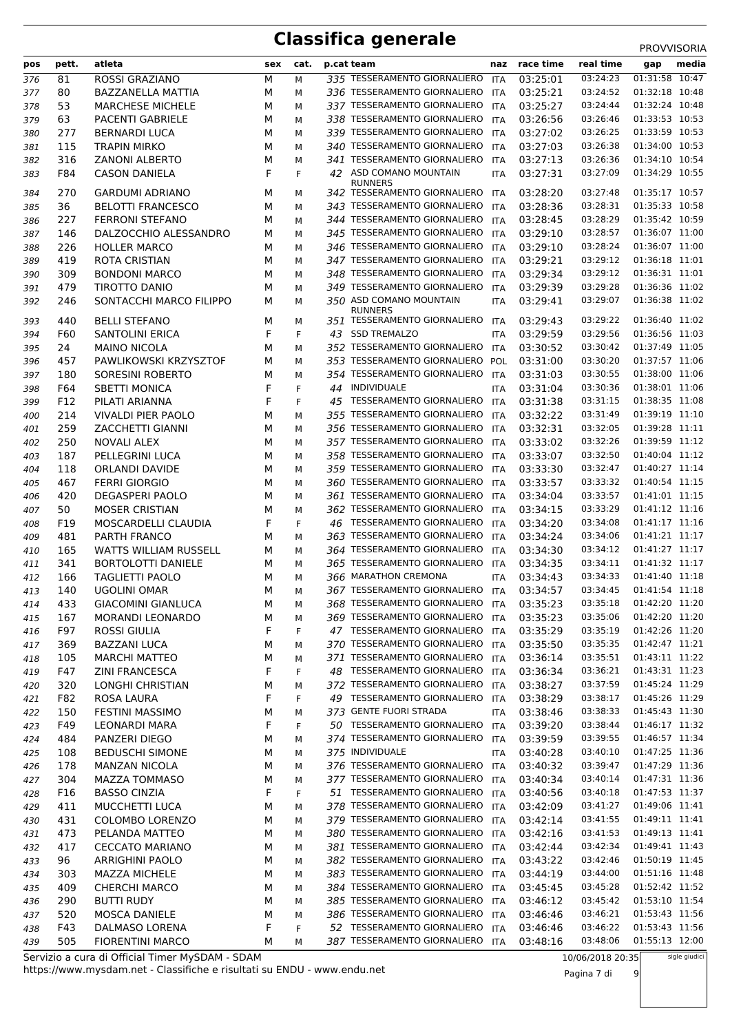# Classifica generale

PROVVISORIA

| pos | pett. | atleta | sex | cat. | p.cat | team | naz | race time | real time | gap | media |
|---|---|---|---|---|---|---|---|---|---|---|---|
| 376 | 81 | ROSSI GRAZIANO | M | M | 335 | TESSERAMENTO GIORNALIERO | ITA | 03:25:01 | 03:24:23 | 01:31:58 | 10:47 |
| 377 | 80 | BAZZANELLA MATTIA | M | M | 336 | TESSERAMENTO GIORNALIERO | ITA | 03:25:21 | 03:24:52 | 01:32:18 | 10:48 |
| 378 | 53 | MARCHESE MICHELE | M | M | 337 | TESSERAMENTO GIORNALIERO | ITA | 03:25:27 | 03:24:44 | 01:32:24 | 10:48 |
| 379 | 63 | PACENTI GABRIELE | M | M | 338 | TESSERAMENTO GIORNALIERO | ITA | 03:26:56 | 03:26:46 | 01:33:53 | 10:53 |
| 380 | 277 | BERNARDI LUCA | M | M | 339 | TESSERAMENTO GIORNALIERO | ITA | 03:27:02 | 03:26:25 | 01:33:59 | 10:53 |
| 381 | 115 | TRAPIN MIRKO | M | M | 340 | TESSERAMENTO GIORNALIERO | ITA | 03:27:03 | 03:26:38 | 01:34:00 | 10:53 |
| 382 | 316 | ZANONI ALBERTO | M | M | 341 | TESSERAMENTO GIORNALIERO | ITA | 03:27:13 | 03:26:36 | 01:34:10 | 10:54 |
| 383 | F84 | CASON DANIELA | F | F | 42 | ASD COMANO MOUNTAIN RUNNERS | ITA | 03:27:31 | 03:27:09 | 01:34:29 | 10:55 |
| 384 | 270 | GARDUMI ADRIANO | M | M | 342 | TESSERAMENTO GIORNALIERO | ITA | 03:28:20 | 03:27:48 | 01:35:17 | 10:57 |
| 385 | 36 | BELOTTI FRANCESCO | M | M | 343 | TESSERAMENTO GIORNALIERO | ITA | 03:28:36 | 03:28:31 | 01:35:33 | 10:58 |
| 386 | 227 | FERRONI STEFANO | M | M | 344 | TESSERAMENTO GIORNALIERO | ITA | 03:28:45 | 03:28:29 | 01:35:42 | 10:59 |
| 387 | 146 | DALZOCCHIO ALESSANDRO | M | M | 345 | TESSERAMENTO GIORNALIERO | ITA | 03:29:10 | 03:28:57 | 01:36:07 | 11:00 |
| 388 | 226 | HOLLER MARCO | M | M | 346 | TESSERAMENTO GIORNALIERO | ITA | 03:29:10 | 03:28:24 | 01:36:07 | 11:00 |
| 389 | 419 | ROTA CRISTIAN | M | M | 347 | TESSERAMENTO GIORNALIERO | ITA | 03:29:21 | 03:29:12 | 01:36:18 | 11:01 |
| 390 | 309 | BONDONI MARCO | M | M | 348 | TESSERAMENTO GIORNALIERO | ITA | 03:29:34 | 03:29:12 | 01:36:31 | 11:01 |
| 391 | 479 | TIROTTO DANIO | M | M | 349 | TESSERAMENTO GIORNALIERO | ITA | 03:29:39 | 03:29:28 | 01:36:36 | 11:02 |
| 392 | 246 | SONTACCHI MARCO FILIPPO | M | M | 350 | ASD COMANO MOUNTAIN RUNNERS | ITA | 03:29:41 | 03:29:07 | 01:36:38 | 11:02 |
| 393 | 440 | BELLI STEFANO | M | M | 351 | TESSERAMENTO GIORNALIERO | ITA | 03:29:43 | 03:29:22 | 01:36:40 | 11:02 |
| 394 | F60 | SANTOLINI ERICA | F | F | 43 | SSD TREMALZO | ITA | 03:29:59 | 03:29:56 | 01:36:56 | 11:03 |
| 395 | 24 | MAINO NICOLA | M | M | 352 | TESSERAMENTO GIORNALIERO | ITA | 03:30:52 | 03:30:42 | 01:37:49 | 11:05 |
| 396 | 457 | PAWLIKOWSKI KRZYSZTOF | M | M | 353 | TESSERAMENTO GIORNALIERO | POL | 03:31:00 | 03:30:20 | 01:37:57 | 11:06 |
| 397 | 180 | SORESINI ROBERTO | M | M | 354 | TESSERAMENTO GIORNALIERO | ITA | 03:31:03 | 03:30:55 | 01:38:00 | 11:06 |
| 398 | F64 | SBETTI MONICA | F | F | 44 | INDIVIDUALE | ITA | 03:31:04 | 03:30:36 | 01:38:01 | 11:06 |
| 399 | F12 | PILATI ARIANNA | F | F | 45 | TESSERAMENTO GIORNALIERO | ITA | 03:31:38 | 03:31:15 | 01:38:35 | 11:08 |
| 400 | 214 | VIVALDI PIER PAOLO | M | M | 355 | TESSERAMENTO GIORNALIERO | ITA | 03:32:22 | 03:31:49 | 01:39:19 | 11:10 |
| 401 | 259 | ZACCHETTI GIANNI | M | M | 356 | TESSERAMENTO GIORNALIERO | ITA | 03:32:31 | 03:32:05 | 01:39:28 | 11:11 |
| 402 | 250 | NOVALI ALEX | M | M | 357 | TESSERAMENTO GIORNALIERO | ITA | 03:33:02 | 03:32:26 | 01:39:59 | 11:12 |
| 403 | 187 | PELLEGRINI LUCA | M | M | 358 | TESSERAMENTO GIORNALIERO | ITA | 03:33:07 | 03:32:50 | 01:40:04 | 11:12 |
| 404 | 118 | ORLANDI DAVIDE | M | M | 359 | TESSERAMENTO GIORNALIERO | ITA | 03:33:30 | 03:32:47 | 01:40:27 | 11:14 |
| 405 | 467 | FERRI GIORGIO | M | M | 360 | TESSERAMENTO GIORNALIERO | ITA | 03:33:57 | 03:33:32 | 01:40:54 | 11:15 |
| 406 | 420 | DEGASPERI PAOLO | M | M | 361 | TESSERAMENTO GIORNALIERO | ITA | 03:34:04 | 03:33:57 | 01:41:01 | 11:15 |
| 407 | 50 | MOSER CRISTIAN | M | M | 362 | TESSERAMENTO GIORNALIERO | ITA | 03:34:15 | 03:33:29 | 01:41:12 | 11:16 |
| 408 | F19 | MOSCARDELLI CLAUDIA | F | F | 46 | TESSERAMENTO GIORNALIERO | ITA | 03:34:20 | 03:34:08 | 01:41:17 | 11:16 |
| 409 | 481 | PARTH FRANCO | M | M | 363 | TESSERAMENTO GIORNALIERO | ITA | 03:34:24 | 03:34:06 | 01:41:21 | 11:17 |
| 410 | 165 | WATTS WILLIAM RUSSELL | M | M | 364 | TESSERAMENTO GIORNALIERO | ITA | 03:34:30 | 03:34:12 | 01:41:27 | 11:17 |
| 411 | 341 | BORTOLOTTI DANIELE | M | M | 365 | TESSERAMENTO GIORNALIERO | ITA | 03:34:35 | 03:34:11 | 01:41:32 | 11:17 |
| 412 | 166 | TAGLIETTI PAOLO | M | M | 366 | MARATHON CREMONA | ITA | 03:34:43 | 03:34:33 | 01:41:40 | 11:18 |
| 413 | 140 | UGOLINI OMAR | M | M | 367 | TESSERAMENTO GIORNALIERO | ITA | 03:34:57 | 03:34:45 | 01:41:54 | 11:18 |
| 414 | 433 | GIACOMINI GIANLUCA | M | M | 368 | TESSERAMENTO GIORNALIERO | ITA | 03:35:23 | 03:35:18 | 01:42:20 | 11:20 |
| 415 | 167 | MORANDI LEONARDO | M | M | 369 | TESSERAMENTO GIORNALIERO | ITA | 03:35:23 | 03:35:06 | 01:42:20 | 11:20 |
| 416 | F97 | ROSSI GIULIA | F | F | 47 | TESSERAMENTO GIORNALIERO | ITA | 03:35:29 | 03:35:19 | 01:42:26 | 11:20 |
| 417 | 369 | BAZZANI LUCA | M | M | 370 | TESSERAMENTO GIORNALIERO | ITA | 03:35:50 | 03:35:35 | 01:42:47 | 11:21 |
| 418 | 105 | MARCHI MATTEO | M | M | 371 | TESSERAMENTO GIORNALIERO | ITA | 03:36:14 | 03:35:51 | 01:43:11 | 11:22 |
| 419 | F47 | ZINI FRANCESCA | F | F | 48 | TESSERAMENTO GIORNALIERO | ITA | 03:36:34 | 03:36:21 | 01:43:31 | 11:23 |
| 420 | 320 | LONGHI CHRISTIAN | M | M | 372 | TESSERAMENTO GIORNALIERO | ITA | 03:38:27 | 03:37:59 | 01:45:24 | 11:29 |
| 421 | F82 | ROSA LAURA | F | F | 49 | TESSERAMENTO GIORNALIERO | ITA | 03:38:29 | 03:38:17 | 01:45:26 | 11:29 |
| 422 | 150 | FESTINI MASSIMO | M | M | 373 | GENTE FUORI STRADA | ITA | 03:38:46 | 03:38:33 | 01:45:43 | 11:30 |
| 423 | F49 | LEONARDI MARA | F | F | 50 | TESSERAMENTO GIORNALIERO | ITA | 03:39:20 | 03:38:44 | 01:46:17 | 11:32 |
| 424 | 484 | PANZERI DIEGO | M | M | 374 | TESSERAMENTO GIORNALIERO | ITA | 03:39:59 | 03:39:55 | 01:46:57 | 11:34 |
| 425 | 108 | BEDUSCHI SIMONE | M | M | 375 | INDIVIDUALE | ITA | 03:40:28 | 03:40:10 | 01:47:25 | 11:36 |
| 426 | 178 | MANZAN NICOLA | M | M | 376 | TESSERAMENTO GIORNALIERO | ITA | 03:40:32 | 03:39:47 | 01:47:29 | 11:36 |
| 427 | 304 | MAZZA TOMMASO | M | M | 377 | TESSERAMENTO GIORNALIERO | ITA | 03:40:34 | 03:40:14 | 01:47:31 | 11:36 |
| 428 | F16 | BASSO CINZIA | F | F | 51 | TESSERAMENTO GIORNALIERO | ITA | 03:40:56 | 03:40:18 | 01:47:53 | 11:37 |
| 429 | 411 | MUCCHETTI LUCA | M | M | 378 | TESSERAMENTO GIORNALIERO | ITA | 03:42:09 | 03:41:27 | 01:49:06 | 11:41 |
| 430 | 431 | COLOMBO LORENZO | M | M | 379 | TESSERAMENTO GIORNALIERO | ITA | 03:42:14 | 03:41:55 | 01:49:11 | 11:41 |
| 431 | 473 | PELANDA MATTEO | M | M | 380 | TESSERAMENTO GIORNALIERO | ITA | 03:42:16 | 03:41:53 | 01:49:13 | 11:41 |
| 432 | 417 | CECCATO MARIANO | M | M | 381 | TESSERAMENTO GIORNALIERO | ITA | 03:42:44 | 03:42:34 | 01:49:41 | 11:43 |
| 433 | 96 | ARRIGHINI PAOLO | M | M | 382 | TESSERAMENTO GIORNALIERO | ITA | 03:43:22 | 03:42:46 | 01:50:19 | 11:45 |
| 434 | 303 | MAZZA MICHELE | M | M | 383 | TESSERAMENTO GIORNALIERO | ITA | 03:44:19 | 03:44:00 | 01:51:16 | 11:48 |
| 435 | 409 | CHERCHI MARCO | M | M | 384 | TESSERAMENTO GIORNALIERO | ITA | 03:45:45 | 03:45:28 | 01:52:42 | 11:52 |
| 436 | 290 | BUTTI RUDY | M | M | 385 | TESSERAMENTO GIORNALIERO | ITA | 03:46:12 | 03:45:42 | 01:53:10 | 11:54 |
| 437 | 520 | MOSCA DANIELE | M | M | 386 | TESSERAMENTO GIORNALIERO | ITA | 03:46:46 | 03:46:21 | 01:53:43 | 11:56 |
| 438 | F43 | DALMASO LORENA | F | F | 52 | TESSERAMENTO GIORNALIERO | ITA | 03:46:46 | 03:46:22 | 01:53:43 | 11:56 |
| 439 | 505 | FIORENTINI MARCO | M | M | 387 | TESSERAMENTO GIORNALIERO | ITA | 03:48:16 | 03:48:06 | 01:55:13 | 12:00 |

Servizio a cura di Official Timer MySDAM - SDAM
https://www.mysdam.net - Classifiche e risultati su ENDU - www.endu.net

10/06/2018 20:35

sigle giudici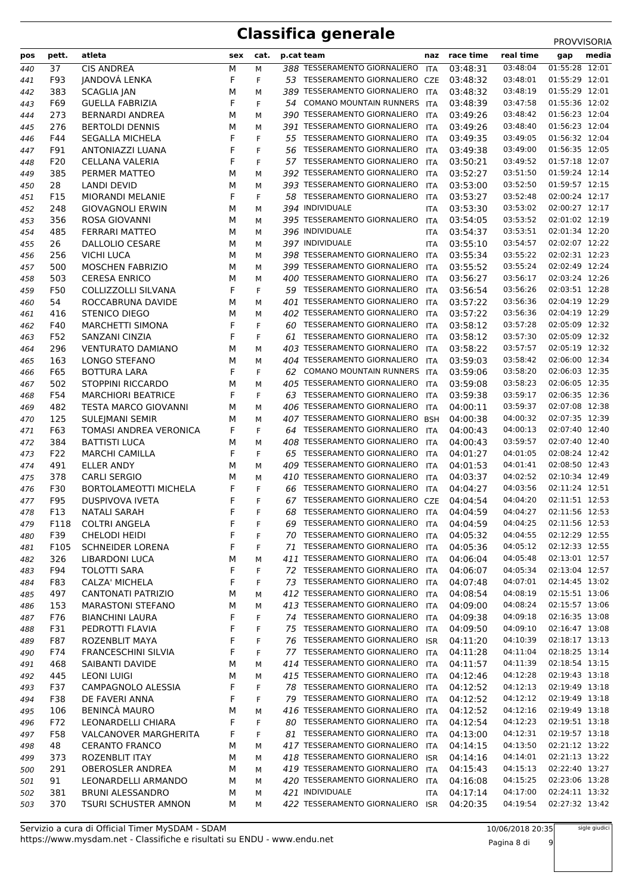# Classifica generale

PROVVISORIA

| pos | pett. | atleta | sex | cat. | p.cat | team | naz | race time | real time | gap | media |
|---|---|---|---|---|---|---|---|---|---|---|---|
| 440 | 37 | CIS ANDREA | M | M | 388 | TESSERAMENTO GIORNALIERO | ITA | 03:48:31 | 03:48:04 | 01:55:28 | 12:01 |
| 441 | F93 | JANDOVÁ LENKA | F | F | 53 | TESSERAMENTO GIORNALIERO | CZE | 03:48:32 | 03:48:01 | 01:55:29 | 12:01 |
| 442 | 383 | SCAGLIA JAN | M | M | 389 | TESSERAMENTO GIORNALIERO | ITA | 03:48:32 | 03:48:19 | 01:55:29 | 12:01 |
| 443 | F69 | GUELLA FABRIZIA | F | F | 54 | COMANO MOUNTAIN RUNNERS | ITA | 03:48:39 | 03:47:58 | 01:55:36 | 12:02 |
| 444 | 273 | BERNARDI ANDREA | M | M | 390 | TESSERAMENTO GIORNALIERO | ITA | 03:49:26 | 03:48:42 | 01:56:23 | 12:04 |
| 445 | 276 | BERTOLDI DENNIS | M | M | 391 | TESSERAMENTO GIORNALIERO | ITA | 03:49:26 | 03:48:40 | 01:56:23 | 12:04 |
| 446 | F44 | SEGALLA MICHELA | F | F | 55 | TESSERAMENTO GIORNALIERO | ITA | 03:49:35 | 03:49:05 | 01:56:32 | 12:04 |
| 447 | F91 | ANTONIAZZI LUANA | F | F | 56 | TESSERAMENTO GIORNALIERO | ITA | 03:49:38 | 03:49:00 | 01:56:35 | 12:05 |
| 448 | F20 | CELLANA VALERIA | F | F | 57 | TESSERAMENTO GIORNALIERO | ITA | 03:50:21 | 03:49:52 | 01:57:18 | 12:07 |
| 449 | 385 | PERMER MATTEO | M | M | 392 | TESSERAMENTO GIORNALIERO | ITA | 03:52:27 | 03:51:50 | 01:59:24 | 12:14 |
| 450 | 28 | LANDI DEVID | M | M | 393 | TESSERAMENTO GIORNALIERO | ITA | 03:53:00 | 03:52:50 | 01:59:57 | 12:15 |
| 451 | F15 | MIORANDI MELANIE | F | F | 58 | TESSERAMENTO GIORNALIERO | ITA | 03:53:27 | 03:52:48 | 02:00:24 | 12:17 |
| 452 | 248 | GIOVAGNOLI ERWIN | M | M | 394 | INDIVIDUALE | ITA | 03:53:30 | 03:53:02 | 02:00:27 | 12:17 |
| 453 | 356 | ROSA GIOVANNI | M | M | 395 | TESSERAMENTO GIORNALIERO | ITA | 03:54:05 | 03:53:52 | 02:01:02 | 12:19 |
| 454 | 485 | FERRARI MATTEO | M | M | 396 | INDIVIDUALE | ITA | 03:54:37 | 03:53:51 | 02:01:34 | 12:20 |
| 455 | 26 | DALLOLIO CESARE | M | M | 397 | INDIVIDUALE | ITA | 03:55:10 | 03:54:57 | 02:02:07 | 12:22 |
| 456 | 256 | VICHI LUCA | M | M | 398 | TESSERAMENTO GIORNALIERO | ITA | 03:55:34 | 03:55:22 | 02:02:31 | 12:23 |
| 457 | 500 | MOSCHEN FABRIZIO | M | M | 399 | TESSERAMENTO GIORNALIERO | ITA | 03:55:52 | 03:55:24 | 02:02:49 | 12:24 |
| 458 | 503 | CERESA ENRICO | M | M | 400 | TESSERAMENTO GIORNALIERO | ITA | 03:56:27 | 03:56:17 | 02:03:24 | 12:26 |
| 459 | F50 | COLLIZZOLLI SILVANA | F | F | 59 | TESSERAMENTO GIORNALIERO | ITA | 03:56:54 | 03:56:26 | 02:03:51 | 12:28 |
| 460 | 54 | ROCCABRUNA DAVIDE | M | M | 401 | TESSERAMENTO GIORNALIERO | ITA | 03:57:22 | 03:56:36 | 02:04:19 | 12:29 |
| 461 | 416 | STENICO DIEGO | M | M | 402 | TESSERAMENTO GIORNALIERO | ITA | 03:57:22 | 03:56:36 | 02:04:19 | 12:29 |
| 462 | F40 | MARCHETTI SIMONA | F | F | 60 | TESSERAMENTO GIORNALIERO | ITA | 03:58:12 | 03:57:28 | 02:05:09 | 12:32 |
| 463 | F52 | SANZANI CINZIA | F | F | 61 | TESSERAMENTO GIORNALIERO | ITA | 03:58:12 | 03:57:30 | 02:05:09 | 12:32 |
| 464 | 296 | VENTURATO DAMIANO | M | M | 403 | TESSERAMENTO GIORNALIERO | ITA | 03:58:22 | 03:57:57 | 02:05:19 | 12:32 |
| 465 | 163 | LONGO STEFANO | M | M | 404 | TESSERAMENTO GIORNALIERO | ITA | 03:59:03 | 03:58:42 | 02:06:00 | 12:34 |
| 466 | F65 | BOTTURA LARA | F | F | 62 | COMANO MOUNTAIN RUNNERS | ITA | 03:59:06 | 03:58:20 | 02:06:03 | 12:35 |
| 467 | 502 | STOPPINI RICCARDO | M | M | 405 | TESSERAMENTO GIORNALIERO | ITA | 03:59:08 | 03:58:23 | 02:06:05 | 12:35 |
| 468 | F54 | MARCHIORI BEATRICE | F | F | 63 | TESSERAMENTO GIORNALIERO | ITA | 03:59:38 | 03:59:17 | 02:06:35 | 12:36 |
| 469 | 482 | TESTA MARCO GIOVANNI | M | M | 406 | TESSERAMENTO GIORNALIERO | ITA | 04:00:11 | 03:59:37 | 02:07:08 | 12:38 |
| 470 | 125 | SULEJMANI SEMIR | M | M | 407 | TESSERAMENTO GIORNALIERO | BSH | 04:00:38 | 04:00:32 | 02:07:35 | 12:39 |
| 471 | F63 | TOMASI ANDREA VERONICA | F | F | 64 | TESSERAMENTO GIORNALIERO | ITA | 04:00:43 | 04:00:13 | 02:07:40 | 12:40 |
| 472 | 384 | BATTISTI LUCA | M | M | 408 | TESSERAMENTO GIORNALIERO | ITA | 04:00:43 | 03:59:57 | 02:07:40 | 12:40 |
| 473 | F22 | MARCHI CAMILLA | F | F | 65 | TESSERAMENTO GIORNALIERO | ITA | 04:01:27 | 04:01:05 | 02:08:24 | 12:42 |
| 474 | 491 | ELLER ANDY | M | M | 409 | TESSERAMENTO GIORNALIERO | ITA | 04:01:53 | 04:01:41 | 02:08:50 | 12:43 |
| 475 | 378 | CARLI SERGIO | M | M | 410 | TESSERAMENTO GIORNALIERO | ITA | 04:03:37 | 04:02:52 | 02:10:34 | 12:49 |
| 476 | F30 | BORTOLAMEOTTI MICHELA | F | F | 66 | TESSERAMENTO GIORNALIERO | ITA | 04:04:27 | 04:03:56 | 02:11:24 | 12:51 |
| 477 | F95 | DUSPIVOVA IVETA | F | F | 67 | TESSERAMENTO GIORNALIERO | CZE | 04:04:54 | 04:04:20 | 02:11:51 | 12:53 |
| 478 | F13 | NATALI SARAH | F | F | 68 | TESSERAMENTO GIORNALIERO | ITA | 04:04:59 | 04:04:27 | 02:11:56 | 12:53 |
| 479 | F118 | COLTRI ANGELA | F | F | 69 | TESSERAMENTO GIORNALIERO | ITA | 04:04:59 | 04:04:25 | 02:11:56 | 12:53 |
| 480 | F39 | CHELODI HEIDI | F | F | 70 | TESSERAMENTO GIORNALIERO | ITA | 04:05:32 | 04:04:55 | 02:12:29 | 12:55 |
| 481 | F105 | SCHNEIDER LORENA | F | F | 71 | TESSERAMENTO GIORNALIERO | ITA | 04:05:36 | 04:05:12 | 02:12:33 | 12:55 |
| 482 | 326 | LIBARDONI LUCA | M | M | 411 | TESSERAMENTO GIORNALIERO | ITA | 04:06:04 | 04:05:48 | 02:13:01 | 12:57 |
| 483 | F94 | TOLOTTI SARA | F | F | 72 | TESSERAMENTO GIORNALIERO | ITA | 04:06:07 | 04:05:34 | 02:13:04 | 12:57 |
| 484 | F83 | CALZA' MICHELA | F | F | 73 | TESSERAMENTO GIORNALIERO | ITA | 04:07:48 | 04:07:01 | 02:14:45 | 13:02 |
| 485 | 497 | CANTONATI PATRIZIO | M | M | 412 | TESSERAMENTO GIORNALIERO | ITA | 04:08:54 | 04:08:19 | 02:15:51 | 13:06 |
| 486 | 153 | MARASTONI STEFANO | M | M | 413 | TESSERAMENTO GIORNALIERO | ITA | 04:09:00 | 04:08:24 | 02:15:57 | 13:06 |
| 487 | F76 | BIANCHINI LAURA | F | F | 74 | TESSERAMENTO GIORNALIERO | ITA | 04:09:38 | 04:09:18 | 02:16:35 | 13:08 |
| 488 | F31 | PEDROTTI FLAVIA | F | F | 75 | TESSERAMENTO GIORNALIERO | ITA | 04:09:50 | 04:09:10 | 02:16:47 | 13:08 |
| 489 | F87 | ROZENBLIT MAYA | F | F | 76 | TESSERAMENTO GIORNALIERO | ISR | 04:11:20 | 04:10:39 | 02:18:17 | 13:13 |
| 490 | F74 | FRANCESCHINI SILVIA | F | F | 77 | TESSERAMENTO GIORNALIERO | ITA | 04:11:28 | 04:11:04 | 02:18:25 | 13:14 |
| 491 | 468 | SAIBANTI DAVIDE | M | M | 414 | TESSERAMENTO GIORNALIERO | ITA | 04:11:57 | 04:11:39 | 02:18:54 | 13:15 |
| 492 | 445 | LEONI LUIGI | M | M | 415 | TESSERAMENTO GIORNALIERO | ITA | 04:12:46 | 04:12:28 | 02:19:43 | 13:18 |
| 493 | F37 | CAMPAGNOLO ALESSIA | F | F | 78 | TESSERAMENTO GIORNALIERO | ITA | 04:12:52 | 04:12:13 | 02:19:49 | 13:18 |
| 494 | F38 | DE FAVERI ANNA | F | F | 79 | TESSERAMENTO GIORNALIERO | ITA | 04:12:52 | 04:12:12 | 02:19:49 | 13:18 |
| 495 | 106 | BENINCÀ MAURO | M | M | 416 | TESSERAMENTO GIORNALIERO | ITA | 04:12:52 | 04:12:16 | 02:19:49 | 13:18 |
| 496 | F72 | LEONARDELLI CHIARA | F | F | 80 | TESSERAMENTO GIORNALIERO | ITA | 04:12:54 | 04:12:23 | 02:19:51 | 13:18 |
| 497 | F58 | VALCANOVER MARGHERITA | F | F | 81 | TESSERAMENTO GIORNALIERO | ITA | 04:13:00 | 04:12:31 | 02:19:57 | 13:18 |
| 498 | 48 | CERANTO FRANCO | M | M | 417 | TESSERAMENTO GIORNALIERO | ITA | 04:14:15 | 04:13:50 | 02:21:12 | 13:22 |
| 499 | 373 | ROZENBLIT ITAY | M | M | 418 | TESSERAMENTO GIORNALIERO | ISR | 04:14:16 | 04:14:01 | 02:21:13 | 13:22 |
| 500 | 291 | OBEROSLER ANDREA | M | M | 419 | TESSERAMENTO GIORNALIERO | ITA | 04:15:43 | 04:15:13 | 02:22:40 | 13:27 |
| 501 | 91 | LEONARDELLI ARMANDO | M | M | 420 | TESSERAMENTO GIORNALIERO | ITA | 04:16:08 | 04:15:25 | 02:23:06 | 13:28 |
| 502 | 381 | BRUNI ALESSANDRO | M | M | 421 | INDIVIDUALE | ITA | 04:17:14 | 04:17:00 | 02:24:11 | 13:32 |
| 503 | 370 | TSURI SCHUSTER AMNON | M | M | 422 | TESSERAMENTO GIORNALIERO | ISR | 04:20:35 | 04:19:54 | 02:27:32 | 13:42 |

Servizio a cura di Official Timer MySDAM - SDAM
https://www.mysdam.net - Classifiche e risultati su ENDU - www.endu.net

10/06/2018 20:35

sigle giudici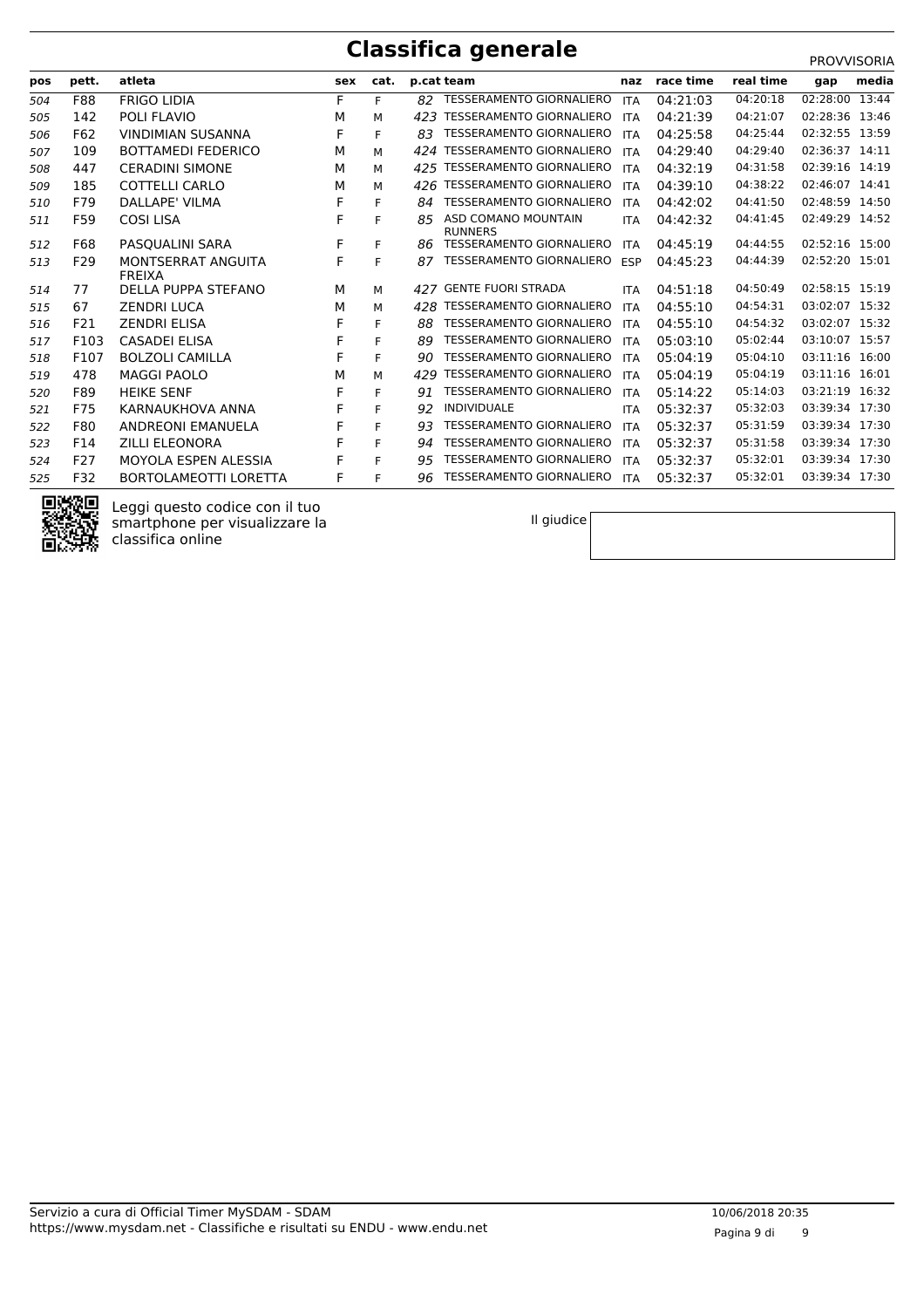# Classifica generale

PROVVISORIA

| pos | pett. | atleta | sex | cat. | p.cat | team | naz | race time | real time | gap | media |
|---|---|---|---|---|---|---|---|---|---|---|---|
| 504 | F88 | FRIGO LIDIA | F | F | 82 | TESSERAMENTO GIORNALIERO | ITA | 04:21:03 | 04:20:18 | 02:28:00 | 13:44 |
| 505 | 142 | POLI FLAVIO | M | M | 423 | TESSERAMENTO GIORNALIERO | ITA | 04:21:39 | 04:21:07 | 02:28:36 | 13:46 |
| 506 | F62 | VINDIMIAN SUSANNA | F | F | 83 | TESSERAMENTO GIORNALIERO | ITA | 04:25:58 | 04:25:44 | 02:32:55 | 13:59 |
| 507 | 109 | BOTTAMEDI FEDERICO | M | M | 424 | TESSERAMENTO GIORNALIERO | ITA | 04:29:40 | 04:29:40 | 02:36:37 | 14:11 |
| 508 | 447 | CERADINI SIMONE | M | M | 425 | TESSERAMENTO GIORNALIERO | ITA | 04:32:19 | 04:31:58 | 02:39:16 | 14:19 |
| 509 | 185 | COTTELLI CARLO | M | M | 426 | TESSERAMENTO GIORNALIERO | ITA | 04:39:10 | 04:38:22 | 02:46:07 | 14:41 |
| 510 | F79 | DALLAPE' VILMA | F | F | 84 | TESSERAMENTO GIORNALIERO | ITA | 04:42:02 | 04:41:50 | 02:48:59 | 14:50 |
| 511 | F59 | COSI LISA | F | F | 85 | ASD COMANO MOUNTAIN RUNNERS | ITA | 04:42:32 | 04:41:45 | 02:49:29 | 14:52 |
| 512 | F68 | PASQUALINI SARA | F | F | 86 | TESSERAMENTO GIORNALIERO | ITA | 04:45:19 | 04:44:55 | 02:52:16 | 15:00 |
| 513 | F29 | MONTSERRAT ANGUITA FREIXA | F | F | 87 | TESSERAMENTO GIORNALIERO | ESP | 04:45:23 | 04:44:39 | 02:52:20 | 15:01 |
| 514 | 77 | DELLA PUPPA STEFANO | M | M | 427 | GENTE FUORI STRADA | ITA | 04:51:18 | 04:50:49 | 02:58:15 | 15:19 |
| 515 | 67 | ZENDRI LUCA | M | M | 428 | TESSERAMENTO GIORNALIERO | ITA | 04:55:10 | 04:54:31 | 03:02:07 | 15:32 |
| 516 | F21 | ZENDRI ELISA | F | F | 88 | TESSERAMENTO GIORNALIERO | ITA | 04:55:10 | 04:54:32 | 03:02:07 | 15:32 |
| 517 | F103 | CASADEI ELISA | F | F | 89 | TESSERAMENTO GIORNALIERO | ITA | 05:03:10 | 05:02:44 | 03:10:07 | 15:57 |
| 518 | F107 | BOLZOLI CAMILLA | F | F | 90 | TESSERAMENTO GIORNALIERO | ITA | 05:04:19 | 05:04:10 | 03:11:16 | 16:00 |
| 519 | 478 | MAGGI PAOLO | M | M | 429 | TESSERAMENTO GIORNALIERO | ITA | 05:04:19 | 05:04:19 | 03:11:16 | 16:01 |
| 520 | F89 | HEIKE SENF | F | F | 91 | TESSERAMENTO GIORNALIERO | ITA | 05:14:22 | 05:14:03 | 03:21:19 | 16:32 |
| 521 | F75 | KARNAUKHOVA ANNA | F | F | 92 | INDIVIDUALE | ITA | 05:32:37 | 05:32:03 | 03:39:34 | 17:30 |
| 522 | F80 | ANDREONI EMANUELA | F | F | 93 | TESSERAMENTO GIORNALIERO | ITA | 05:32:37 | 05:31:59 | 03:39:34 | 17:30 |
| 523 | F14 | ZILLI ELEONORA | F | F | 94 | TESSERAMENTO GIORNALIERO | ITA | 05:32:37 | 05:31:58 | 03:39:34 | 17:30 |
| 524 | F27 | MOYOLA ESPEN ALESSIA | F | F | 95 | TESSERAMENTO GIORNALIERO | ITA | 05:32:37 | 05:32:01 | 03:39:34 | 17:30 |
| 525 | F32 | BORTOLAMEOTTI LORETTA | F | F | 96 | TESSERAMENTO GIORNALIERO | ITA | 05:32:37 | 05:32:01 | 03:39:34 | 17:30 |

Leggi questo codice con il tuo smartphone per visualizzare la classifica online

Il giudice

Servizio a cura di Official Timer MySDAM - SDAM
https://www.mysdam.net - Classifiche e risultati su ENDU - www.endu.net

10/06/2018 20:35